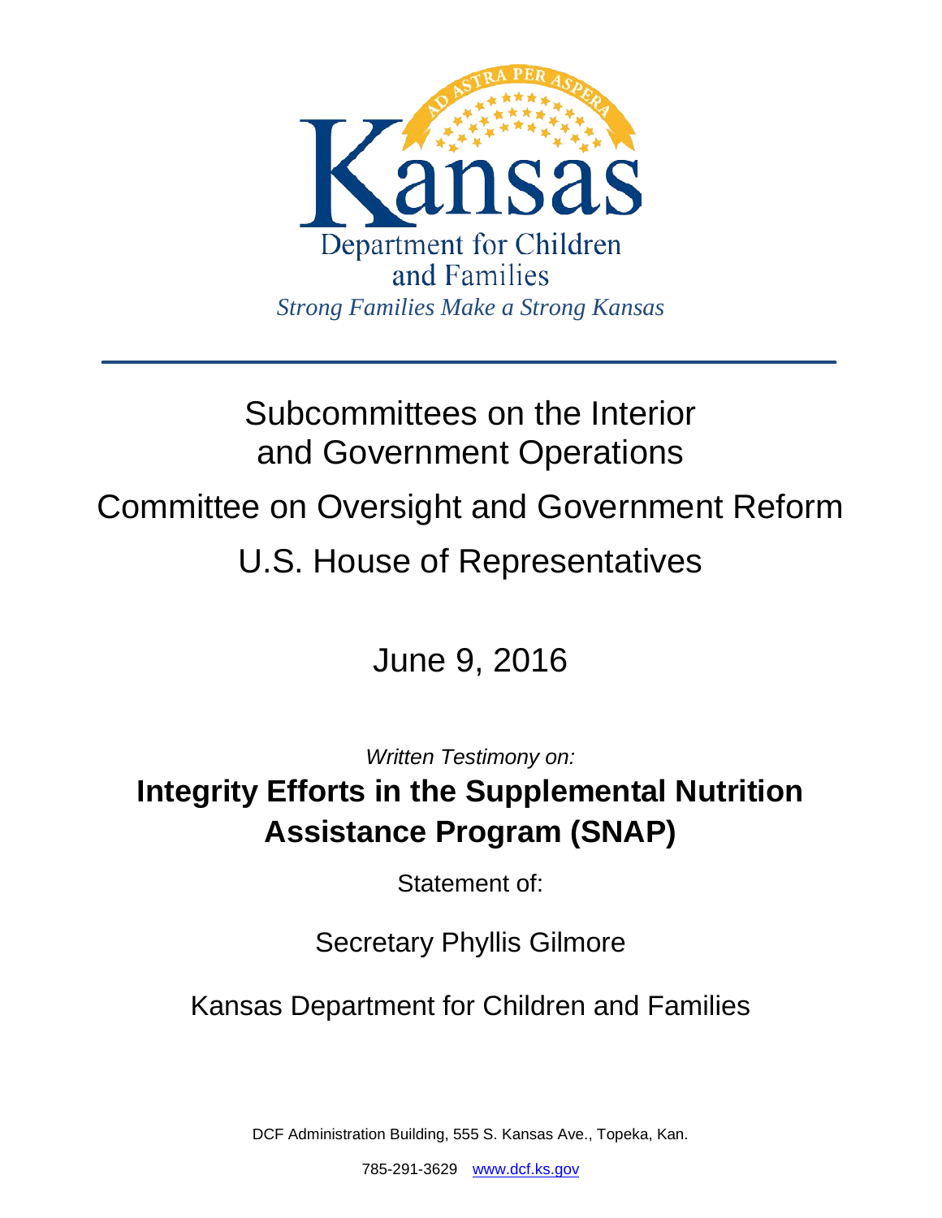Kansas

Department for Children and Families

*Strong Families Make a Strong Kansas*

Subcommittees on the Interior and Government Operations

Committee on Oversight and Government Reform

U.S. House of Representatives

June 9, 2016

*Written Testimony on:*

# Integrity Efforts in the Supplemental Nutrition Assistance Program (SNAP)

Statement of:

Secretary Phyllis Gilmore

Kansas Department for Children and Families

DCF Administration Building, 555 S. Kansas Ave., Topeka, Kan.

785-291-3629 www.dcf.ks.gov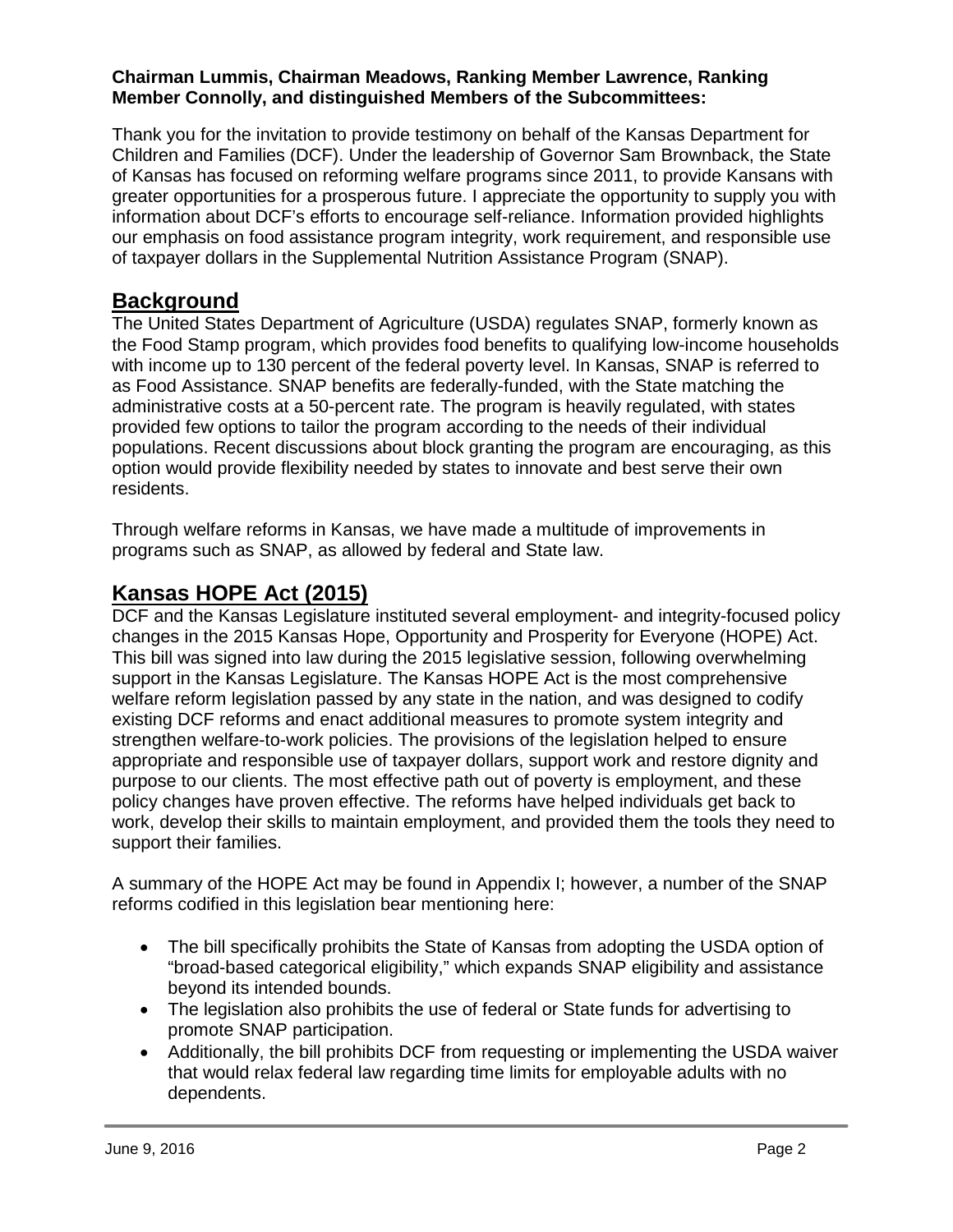**Chairman Lummis, Chairman Meadows, Ranking Member Lawrence, Ranking Member Connolly, and distinguished Members of the Subcommittees:**

Thank you for the invitation to provide testimony on behalf of the Kansas Department for Children and Families (DCF). Under the leadership of Governor Sam Brownback, the State of Kansas has focused on reforming welfare programs since 2011, to provide Kansans with greater opportunities for a prosperous future. I appreciate the opportunity to supply you with information about DCF's efforts to encourage self-reliance. Information provided highlights our emphasis on food assistance program integrity, work requirement, and responsible use of taxpayer dollars in the Supplemental Nutrition Assistance Program (SNAP).

## Background

The United States Department of Agriculture (USDA) regulates SNAP, formerly known as the Food Stamp program, which provides food benefits to qualifying low-income households with income up to 130 percent of the federal poverty level. In Kansas, SNAP is referred to as Food Assistance. SNAP benefits are federally-funded, with the State matching the administrative costs at a 50-percent rate. The program is heavily regulated, with states provided few options to tailor the program according to the needs of their individual populations. Recent discussions about block granting the program are encouraging, as this option would provide flexibility needed by states to innovate and best serve their own residents.

Through welfare reforms in Kansas, we have made a multitude of improvements in programs such as SNAP, as allowed by federal and State law.

## Kansas HOPE Act (2015)

DCF and the Kansas Legislature instituted several employment- and integrity-focused policy changes in the 2015 Kansas Hope, Opportunity and Prosperity for Everyone (HOPE) Act. This bill was signed into law during the 2015 legislative session, following overwhelming support in the Kansas Legislature. The Kansas HOPE Act is the most comprehensive welfare reform legislation passed by any state in the nation, and was designed to codify existing DCF reforms and enact additional measures to promote system integrity and strengthen welfare-to-work policies. The provisions of the legislation helped to ensure appropriate and responsible use of taxpayer dollars, support work and restore dignity and purpose to our clients. The most effective path out of poverty is employment, and these policy changes have proven effective. The reforms have helped individuals get back to work, develop their skills to maintain employment, and provided them the tools they need to support their families.

A summary of the HOPE Act may be found in Appendix I; however, a number of the SNAP reforms codified in this legislation bear mentioning here:

- The bill specifically prohibits the State of Kansas from adopting the USDA option of "broad-based categorical eligibility," which expands SNAP eligibility and assistance beyond its intended bounds.
- The legislation also prohibits the use of federal or State funds for advertising to promote SNAP participation.
- Additionally, the bill prohibits DCF from requesting or implementing the USDA waiver that would relax federal law regarding time limits for employable adults with no dependents.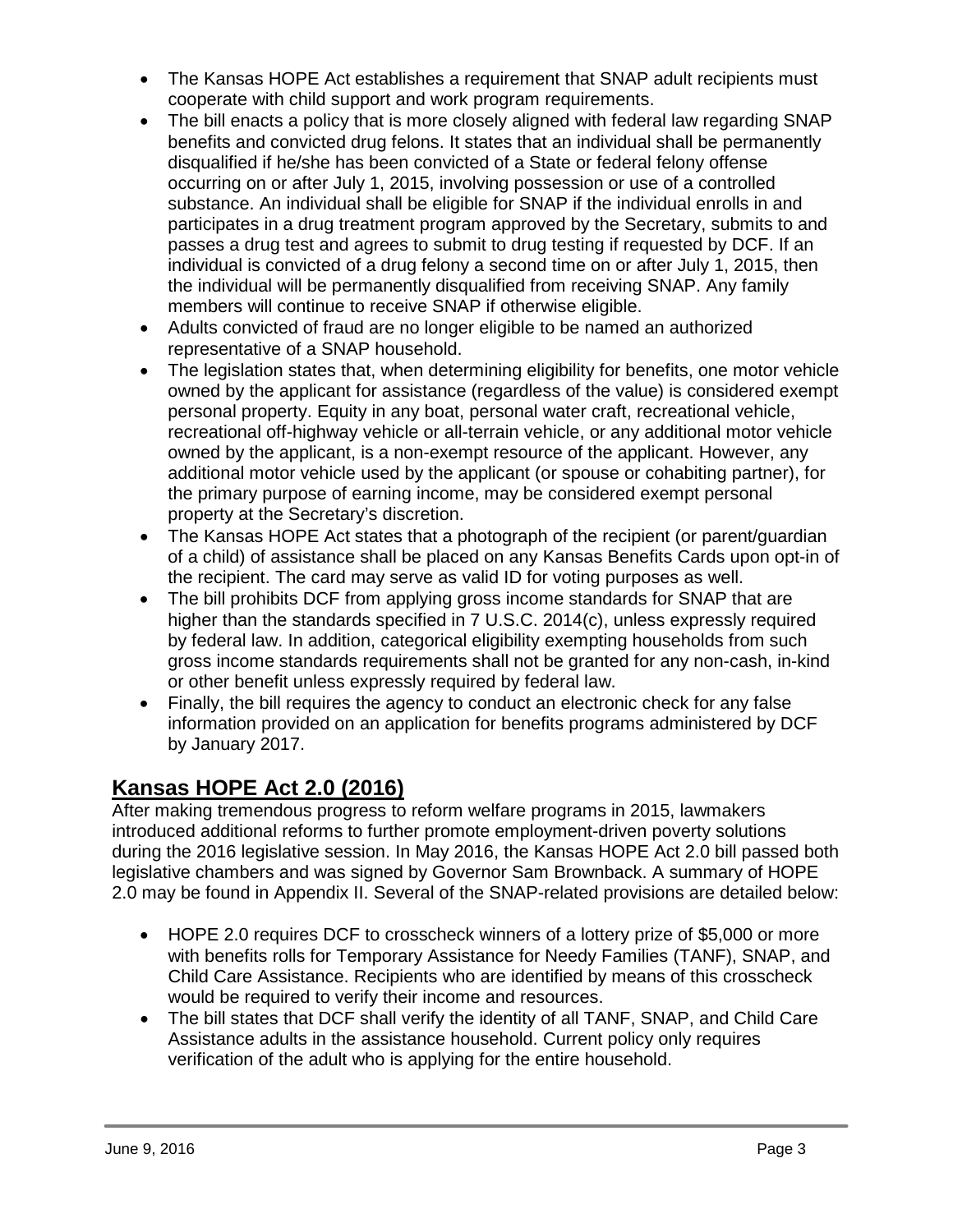- The Kansas HOPE Act establishes a requirement that SNAP adult recipients must cooperate with child support and work program requirements.
- The bill enacts a policy that is more closely aligned with federal law regarding SNAP benefits and convicted drug felons. It states that an individual shall be permanently disqualified if he/she has been convicted of a State or federal felony offense occurring on or after July 1, 2015, involving possession or use of a controlled substance. An individual shall be eligible for SNAP if the individual enrolls in and participates in a drug treatment program approved by the Secretary, submits to and passes a drug test and agrees to submit to drug testing if requested by DCF. If an individual is convicted of a drug felony a second time on or after July 1, 2015, then the individual will be permanently disqualified from receiving SNAP. Any family members will continue to receive SNAP if otherwise eligible.
- Adults convicted of fraud are no longer eligible to be named an authorized representative of a SNAP household.
- The legislation states that, when determining eligibility for benefits, one motor vehicle owned by the applicant for assistance (regardless of the value) is considered exempt personal property. Equity in any boat, personal water craft, recreational vehicle, recreational off-highway vehicle or all-terrain vehicle, or any additional motor vehicle owned by the applicant, is a non-exempt resource of the applicant. However, any additional motor vehicle used by the applicant (or spouse or cohabiting partner), for the primary purpose of earning income, may be considered exempt personal property at the Secretary's discretion.
- The Kansas HOPE Act states that a photograph of the recipient (or parent/guardian of a child) of assistance shall be placed on any Kansas Benefits Cards upon opt-in of the recipient. The card may serve as valid ID for voting purposes as well.
- The bill prohibits DCF from applying gross income standards for SNAP that are higher than the standards specified in 7 U.S.C. 2014(c), unless expressly required by federal law. In addition, categorical eligibility exempting households from such gross income standards requirements shall not be granted for any non-cash, in-kind or other benefit unless expressly required by federal law.
- Finally, the bill requires the agency to conduct an electronic check for any false information provided on an application for benefits programs administered by DCF by January 2017.

## Kansas HOPE Act 2.0 (2016)

After making tremendous progress to reform welfare programs in 2015, lawmakers introduced additional reforms to further promote employment-driven poverty solutions during the 2016 legislative session. In May 2016, the Kansas HOPE Act 2.0 bill passed both legislative chambers and was signed by Governor Sam Brownback. A summary of HOPE 2.0 may be found in Appendix II. Several of the SNAP-related provisions are detailed below:

- HOPE 2.0 requires DCF to crosscheck winners of a lottery prize of $5,000 or more with benefits rolls for Temporary Assistance for Needy Families (TANF), SNAP, and Child Care Assistance. Recipients who are identified by means of this crosscheck would be required to verify their income and resources.
- The bill states that DCF shall verify the identity of all TANF, SNAP, and Child Care Assistance adults in the assistance household. Current policy only requires verification of the adult who is applying for the entire household.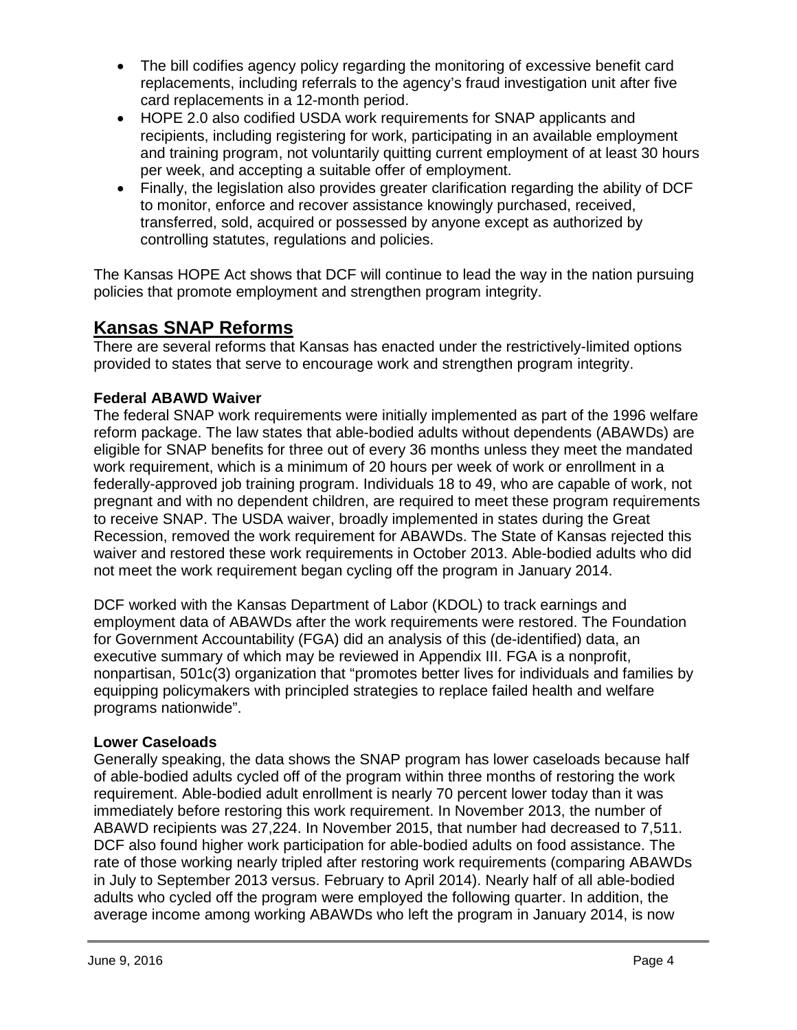- The bill codifies agency policy regarding the monitoring of excessive benefit card replacements, including referrals to the agency's fraud investigation unit after five card replacements in a 12-month period.
- HOPE 2.0 also codified USDA work requirements for SNAP applicants and recipients, including registering for work, participating in an available employment and training program, not voluntarily quitting current employment of at least 30 hours per week, and accepting a suitable offer of employment.
- Finally, the legislation also provides greater clarification regarding the ability of DCF to monitor, enforce and recover assistance knowingly purchased, received, transferred, sold, acquired or possessed by anyone except as authorized by controlling statutes, regulations and policies.

The Kansas HOPE Act shows that DCF will continue to lead the way in the nation pursuing policies that promote employment and strengthen program integrity.

## Kansas SNAP Reforms

There are several reforms that Kansas has enacted under the restrictively-limited options provided to states that serve to encourage work and strengthen program integrity.

**Federal ABAWD Waiver**

The federal SNAP work requirements were initially implemented as part of the 1996 welfare reform package. The law states that able-bodied adults without dependents (ABAWDs) are eligible for SNAP benefits for three out of every 36 months unless they meet the mandated work requirement, which is a minimum of 20 hours per week of work or enrollment in a federally-approved job training program. Individuals 18 to 49, who are capable of work, not pregnant and with no dependent children, are required to meet these program requirements to receive SNAP. The USDA waiver, broadly implemented in states during the Great Recession, removed the work requirement for ABAWDs. The State of Kansas rejected this waiver and restored these work requirements in October 2013. Able-bodied adults who did not meet the work requirement began cycling off the program in January 2014.

DCF worked with the Kansas Department of Labor (KDOL) to track earnings and employment data of ABAWDs after the work requirements were restored. The Foundation for Government Accountability (FGA) did an analysis of this (de-identified) data, an executive summary of which may be reviewed in Appendix III. FGA is a nonprofit, nonpartisan, 501c(3) organization that "promotes better lives for individuals and families by equipping policymakers with principled strategies to replace failed health and welfare programs nationwide".

**Lower Caseloads**

Generally speaking, the data shows the SNAP program has lower caseloads because half of able-bodied adults cycled off of the program within three months of restoring the work requirement. Able-bodied adult enrollment is nearly 70 percent lower today than it was immediately before restoring this work requirement. In November 2013, the number of ABAWD recipients was 27,224. In November 2015, that number had decreased to 7,511. DCF also found higher work participation for able-bodied adults on food assistance. The rate of those working nearly tripled after restoring work requirements (comparing ABAWDs in July to September 2013 versus. February to April 2014). Nearly half of all able-bodied adults who cycled off the program were employed the following quarter. In addition, the average income among working ABAWDs who left the program in January 2014, is now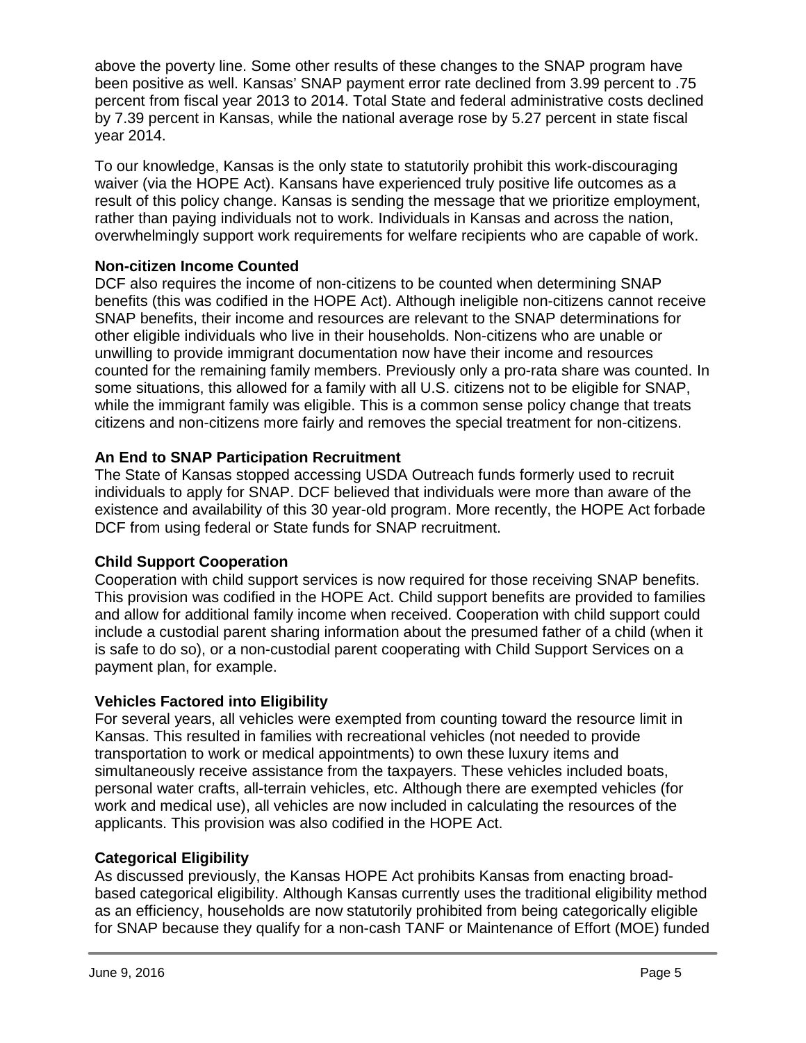above the poverty line. Some other results of these changes to the SNAP program have been positive as well. Kansas' SNAP payment error rate declined from 3.99 percent to .75 percent from fiscal year 2013 to 2014. Total State and federal administrative costs declined by 7.39 percent in Kansas, while the national average rose by 5.27 percent in state fiscal year 2014.

To our knowledge, Kansas is the only state to statutorily prohibit this work-discouraging waiver (via the HOPE Act). Kansans have experienced truly positive life outcomes as a result of this policy change. Kansas is sending the message that we prioritize employment, rather than paying individuals not to work. Individuals in Kansas and across the nation, overwhelmingly support work requirements for welfare recipients who are capable of work.

**Non-citizen Income Counted**

DCF also requires the income of non-citizens to be counted when determining SNAP benefits (this was codified in the HOPE Act). Although ineligible non-citizens cannot receive SNAP benefits, their income and resources are relevant to the SNAP determinations for other eligible individuals who live in their households. Non-citizens who are unable or unwilling to provide immigrant documentation now have their income and resources counted for the remaining family members. Previously only a pro-rata share was counted. In some situations, this allowed for a family with all U.S. citizens not to be eligible for SNAP, while the immigrant family was eligible. This is a common sense policy change that treats citizens and non-citizens more fairly and removes the special treatment for non-citizens.

**An End to SNAP Participation Recruitment**

The State of Kansas stopped accessing USDA Outreach funds formerly used to recruit individuals to apply for SNAP. DCF believed that individuals were more than aware of the existence and availability of this 30 year-old program. More recently, the HOPE Act forbade DCF from using federal or State funds for SNAP recruitment.

**Child Support Cooperation**

Cooperation with child support services is now required for those receiving SNAP benefits. This provision was codified in the HOPE Act. Child support benefits are provided to families and allow for additional family income when received. Cooperation with child support could include a custodial parent sharing information about the presumed father of a child (when it is safe to do so), or a non-custodial parent cooperating with Child Support Services on a payment plan, for example.

**Vehicles Factored into Eligibility**

For several years, all vehicles were exempted from counting toward the resource limit in Kansas. This resulted in families with recreational vehicles (not needed to provide transportation to work or medical appointments) to own these luxury items and simultaneously receive assistance from the taxpayers. These vehicles included boats, personal water crafts, all-terrain vehicles, etc. Although there are exempted vehicles (for work and medical use), all vehicles are now included in calculating the resources of the applicants. This provision was also codified in the HOPE Act.

**Categorical Eligibility**

As discussed previously, the Kansas HOPE Act prohibits Kansas from enacting broad-based categorical eligibility. Although Kansas currently uses the traditional eligibility method as an efficiency, households are now statutorily prohibited from being categorically eligible for SNAP because they qualify for a non-cash TANF or Maintenance of Effort (MOE) funded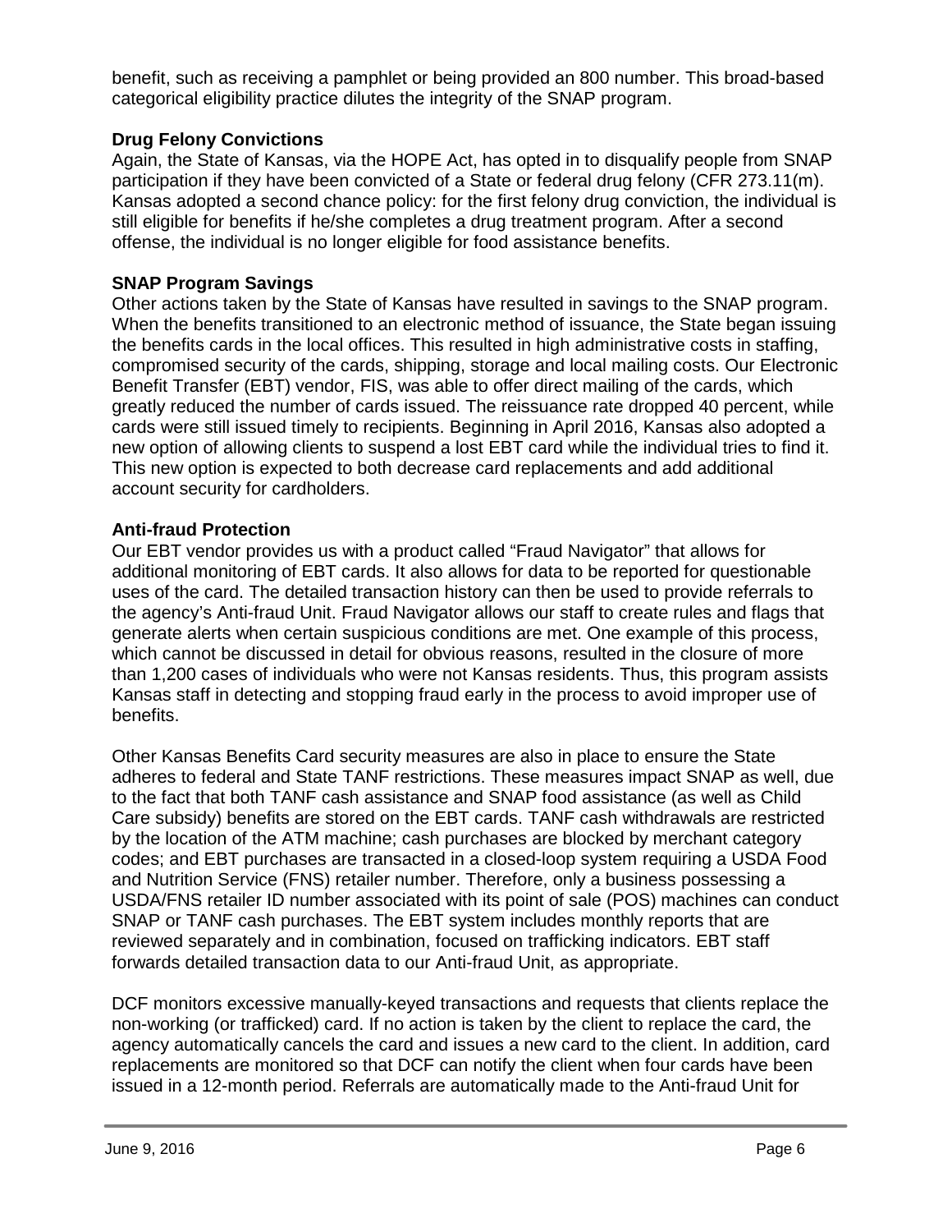benefit, such as receiving a pamphlet or being provided an 800 number. This broad-based categorical eligibility practice dilutes the integrity of the SNAP program.

**Drug Felony Convictions**

Again, the State of Kansas, via the HOPE Act, has opted in to disqualify people from SNAP participation if they have been convicted of a State or federal drug felony (CFR 273.11(m). Kansas adopted a second chance policy: for the first felony drug conviction, the individual is still eligible for benefits if he/she completes a drug treatment program. After a second offense, the individual is no longer eligible for food assistance benefits.

**SNAP Program Savings**

Other actions taken by the State of Kansas have resulted in savings to the SNAP program. When the benefits transitioned to an electronic method of issuance, the State began issuing the benefits cards in the local offices. This resulted in high administrative costs in staffing, compromised security of the cards, shipping, storage and local mailing costs. Our Electronic Benefit Transfer (EBT) vendor, FIS, was able to offer direct mailing of the cards, which greatly reduced the number of cards issued. The reissuance rate dropped 40 percent, while cards were still issued timely to recipients. Beginning in April 2016, Kansas also adopted a new option of allowing clients to suspend a lost EBT card while the individual tries to find it. This new option is expected to both decrease card replacements and add additional account security for cardholders.

**Anti-fraud Protection**

Our EBT vendor provides us with a product called "Fraud Navigator" that allows for additional monitoring of EBT cards. It also allows for data to be reported for questionable uses of the card. The detailed transaction history can then be used to provide referrals to the agency's Anti-fraud Unit. Fraud Navigator allows our staff to create rules and flags that generate alerts when certain suspicious conditions are met. One example of this process, which cannot be discussed in detail for obvious reasons, resulted in the closure of more than 1,200 cases of individuals who were not Kansas residents. Thus, this program assists Kansas staff in detecting and stopping fraud early in the process to avoid improper use of benefits.

Other Kansas Benefits Card security measures are also in place to ensure the State adheres to federal and State TANF restrictions. These measures impact SNAP as well, due to the fact that both TANF cash assistance and SNAP food assistance (as well as Child Care subsidy) benefits are stored on the EBT cards. TANF cash withdrawals are restricted by the location of the ATM machine; cash purchases are blocked by merchant category codes; and EBT purchases are transacted in a closed-loop system requiring a USDA Food and Nutrition Service (FNS) retailer number. Therefore, only a business possessing a USDA/FNS retailer ID number associated with its point of sale (POS) machines can conduct SNAP or TANF cash purchases. The EBT system includes monthly reports that are reviewed separately and in combination, focused on trafficking indicators. EBT staff forwards detailed transaction data to our Anti-fraud Unit, as appropriate.

DCF monitors excessive manually-keyed transactions and requests that clients replace the non-working (or trafficked) card. If no action is taken by the client to replace the card, the agency automatically cancels the card and issues a new card to the client. In addition, card replacements are monitored so that DCF can notify the client when four cards have been issued in a 12-month period. Referrals are automatically made to the Anti-fraud Unit for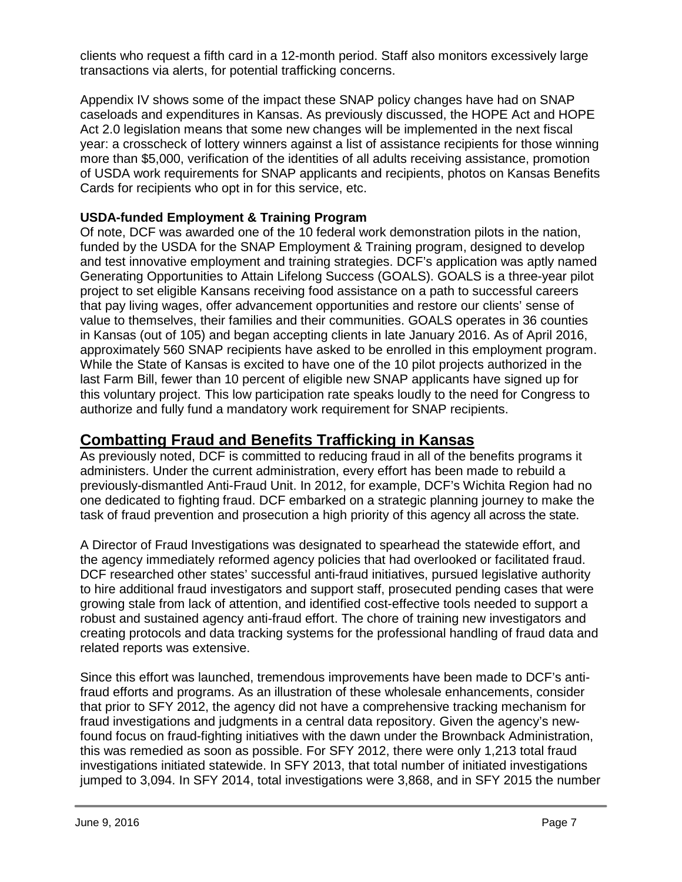clients who request a fifth card in a 12-month period. Staff also monitors excessively large transactions via alerts, for potential trafficking concerns.

Appendix IV shows some of the impact these SNAP policy changes have had on SNAP caseloads and expenditures in Kansas. As previously discussed, the HOPE Act and HOPE Act 2.0 legislation means that some new changes will be implemented in the next fiscal year: a crosscheck of lottery winners against a list of assistance recipients for those winning more than $5,000, verification of the identities of all adults receiving assistance, promotion of USDA work requirements for SNAP applicants and recipients, photos on Kansas Benefits Cards for recipients who opt in for this service, etc.

**USDA-funded Employment & Training Program**

Of note, DCF was awarded one of the 10 federal work demonstration pilots in the nation, funded by the USDA for the SNAP Employment & Training program, designed to develop and test innovative employment and training strategies. DCF's application was aptly named Generating Opportunities to Attain Lifelong Success (GOALS). GOALS is a three-year pilot project to set eligible Kansans receiving food assistance on a path to successful careers that pay living wages, offer advancement opportunities and restore our clients' sense of value to themselves, their families and their communities. GOALS operates in 36 counties in Kansas (out of 105) and began accepting clients in late January 2016. As of April 2016, approximately 560 SNAP recipients have asked to be enrolled in this employment program. While the State of Kansas is excited to have one of the 10 pilot projects authorized in the last Farm Bill, fewer than 10 percent of eligible new SNAP applicants have signed up for this voluntary project. This low participation rate speaks loudly to the need for Congress to authorize and fully fund a mandatory work requirement for SNAP recipients.

## Combatting Fraud and Benefits Trafficking in Kansas

As previously noted, DCF is committed to reducing fraud in all of the benefits programs it administers. Under the current administration, every effort has been made to rebuild a previously-dismantled Anti-Fraud Unit. In 2012, for example, DCF's Wichita Region had no one dedicated to fighting fraud. DCF embarked on a strategic planning journey to make the task of fraud prevention and prosecution a high priority of this agency all across the state.

A Director of Fraud Investigations was designated to spearhead the statewide effort, and the agency immediately reformed agency policies that had overlooked or facilitated fraud. DCF researched other states' successful anti-fraud initiatives, pursued legislative authority to hire additional fraud investigators and support staff, prosecuted pending cases that were growing stale from lack of attention, and identified cost-effective tools needed to support a robust and sustained agency anti-fraud effort. The chore of training new investigators and creating protocols and data tracking systems for the professional handling of fraud data and related reports was extensive.

Since this effort was launched, tremendous improvements have been made to DCF's anti-fraud efforts and programs. As an illustration of these wholesale enhancements, consider that prior to SFY 2012, the agency did not have a comprehensive tracking mechanism for fraud investigations and judgments in a central data repository. Given the agency's new-found focus on fraud-fighting initiatives with the dawn under the Brownback Administration, this was remedied as soon as possible. For SFY 2012, there were only 1,213 total fraud investigations initiated statewide. In SFY 2013, that total number of initiated investigations jumped to 3,094. In SFY 2014, total investigations were 3,868, and in SFY 2015 the number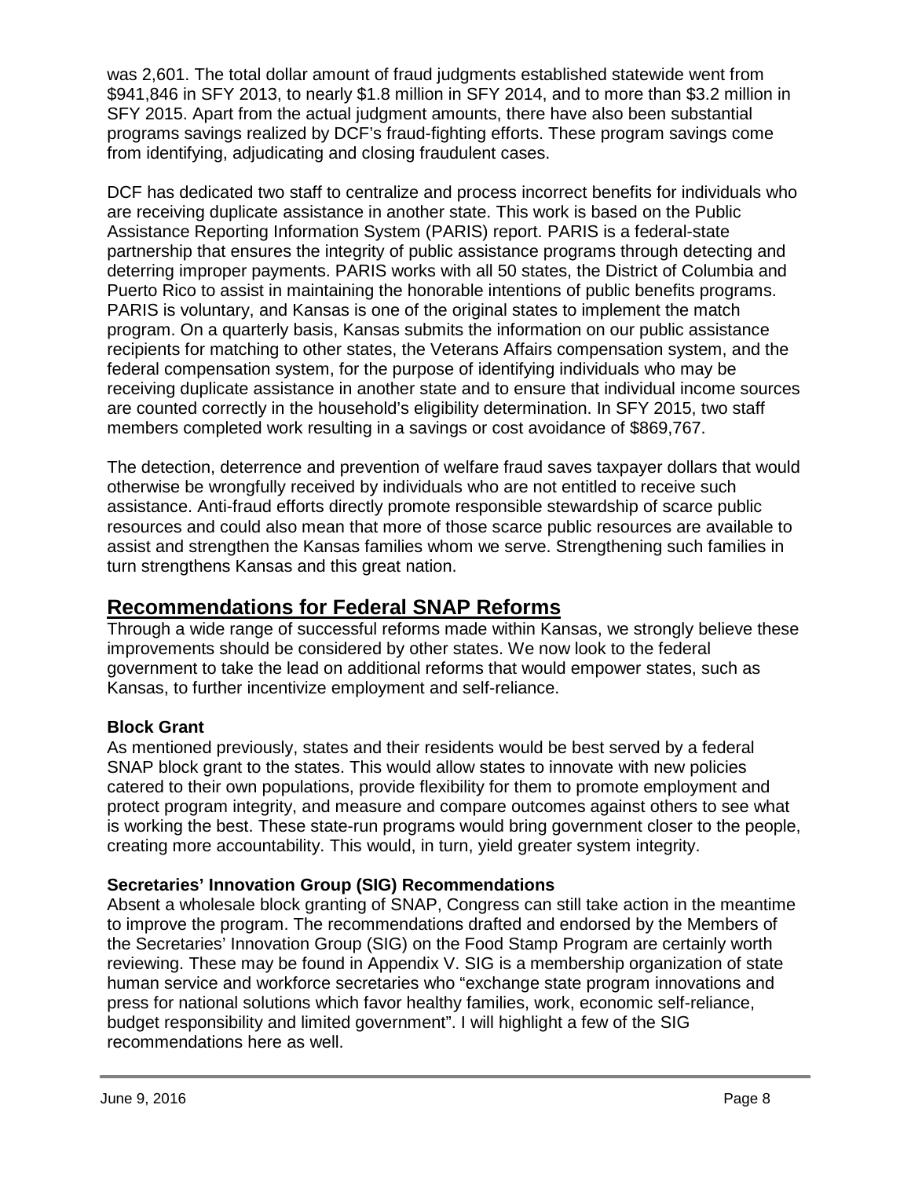was 2,601. The total dollar amount of fraud judgments established statewide went from $941,846 in SFY 2013, to nearly $1.8 million in SFY 2014, and to more than $3.2 million in SFY 2015. Apart from the actual judgment amounts, there have also been substantial programs savings realized by DCF's fraud-fighting efforts. These program savings come from identifying, adjudicating and closing fraudulent cases.

DCF has dedicated two staff to centralize and process incorrect benefits for individuals who are receiving duplicate assistance in another state. This work is based on the Public Assistance Reporting Information System (PARIS) report. PARIS is a federal-state partnership that ensures the integrity of public assistance programs through detecting and deterring improper payments. PARIS works with all 50 states, the District of Columbia and Puerto Rico to assist in maintaining the honorable intentions of public benefits programs. PARIS is voluntary, and Kansas is one of the original states to implement the match program. On a quarterly basis, Kansas submits the information on our public assistance recipients for matching to other states, the Veterans Affairs compensation system, and the federal compensation system, for the purpose of identifying individuals who may be receiving duplicate assistance in another state and to ensure that individual income sources are counted correctly in the household's eligibility determination. In SFY 2015, two staff members completed work resulting in a savings or cost avoidance of $869,767.

The detection, deterrence and prevention of welfare fraud saves taxpayer dollars that would otherwise be wrongfully received by individuals who are not entitled to receive such assistance. Anti-fraud efforts directly promote responsible stewardship of scarce public resources and could also mean that more of those scarce public resources are available to assist and strengthen the Kansas families whom we serve. Strengthening such families in turn strengthens Kansas and this great nation.

## Recommendations for Federal SNAP Reforms

Through a wide range of successful reforms made within Kansas, we strongly believe these improvements should be considered by other states. We now look to the federal government to take the lead on additional reforms that would empower states, such as Kansas, to further incentivize employment and self-reliance.

### Block Grant

As mentioned previously, states and their residents would be best served by a federal SNAP block grant to the states. This would allow states to innovate with new policies catered to their own populations, provide flexibility for them to promote employment and protect program integrity, and measure and compare outcomes against others to see what is working the best. These state-run programs would bring government closer to the people, creating more accountability. This would, in turn, yield greater system integrity.

### Secretaries' Innovation Group (SIG) Recommendations

Absent a wholesale block granting of SNAP, Congress can still take action in the meantime to improve the program. The recommendations drafted and endorsed by the Members of the Secretaries' Innovation Group (SIG) on the Food Stamp Program are certainly worth reviewing. These may be found in Appendix V. SIG is a membership organization of state human service and workforce secretaries who "exchange state program innovations and press for national solutions which favor healthy families, work, economic self-reliance, budget responsibility and limited government". I will highlight a few of the SIG recommendations here as well.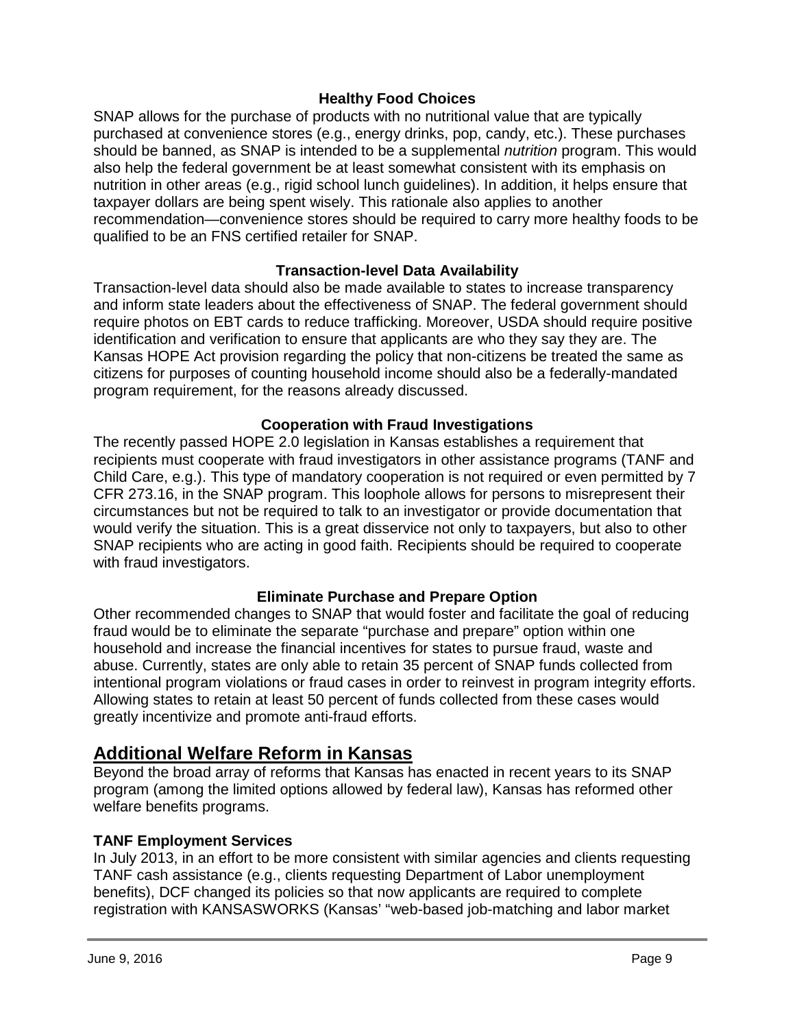### Healthy Food Choices

SNAP allows for the purchase of products with no nutritional value that are typically purchased at convenience stores (e.g., energy drinks, pop, candy, etc.). These purchases should be banned, as SNAP is intended to be a supplemental *nutrition* program. This would also help the federal government be at least somewhat consistent with its emphasis on nutrition in other areas (e.g., rigid school lunch guidelines). In addition, it helps ensure that taxpayer dollars are being spent wisely. This rationale also applies to another recommendation—convenience stores should be required to carry more healthy foods to be qualified to be an FNS certified retailer for SNAP.

### Transaction-level Data Availability

Transaction-level data should also be made available to states to increase transparency and inform state leaders about the effectiveness of SNAP. The federal government should require photos on EBT cards to reduce trafficking. Moreover, USDA should require positive identification and verification to ensure that applicants are who they say they are. The Kansas HOPE Act provision regarding the policy that non-citizens be treated the same as citizens for purposes of counting household income should also be a federally-mandated program requirement, for the reasons already discussed.

### Cooperation with Fraud Investigations

The recently passed HOPE 2.0 legislation in Kansas establishes a requirement that recipients must cooperate with fraud investigators in other assistance programs (TANF and Child Care, e.g.). This type of mandatory cooperation is not required or even permitted by 7 CFR 273.16, in the SNAP program. This loophole allows for persons to misrepresent their circumstances but not be required to talk to an investigator or provide documentation that would verify the situation. This is a great disservice not only to taxpayers, but also to other SNAP recipients who are acting in good faith. Recipients should be required to cooperate with fraud investigators.

### Eliminate Purchase and Prepare Option

Other recommended changes to SNAP that would foster and facilitate the goal of reducing fraud would be to eliminate the separate "purchase and prepare" option within one household and increase the financial incentives for states to pursue fraud, waste and abuse. Currently, states are only able to retain 35 percent of SNAP funds collected from intentional program violations or fraud cases in order to reinvest in program integrity efforts. Allowing states to retain at least 50 percent of funds collected from these cases would greatly incentivize and promote anti-fraud efforts.

## Additional Welfare Reform in Kansas

Beyond the broad array of reforms that Kansas has enacted in recent years to its SNAP program (among the limited options allowed by federal law), Kansas has reformed other welfare benefits programs.

**TANF Employment Services**

In July 2013, in an effort to be more consistent with similar agencies and clients requesting TANF cash assistance (e.g., clients requesting Department of Labor unemployment benefits), DCF changed its policies so that now applicants are required to complete registration with KANSASWORKS (Kansas' "web-based job-matching and labor market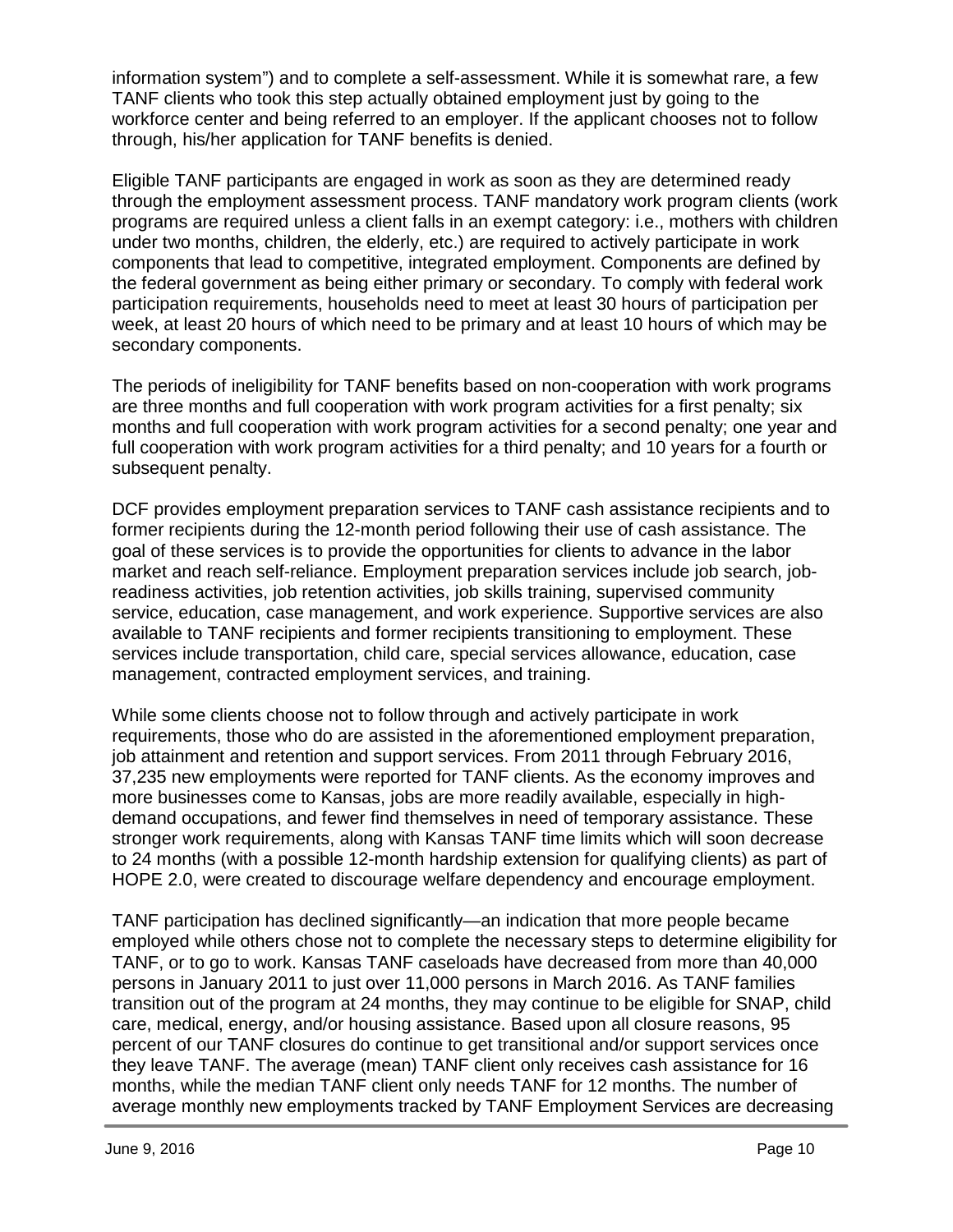information system") and to complete a self-assessment. While it is somewhat rare, a few TANF clients who took this step actually obtained employment just by going to the workforce center and being referred to an employer. If the applicant chooses not to follow through, his/her application for TANF benefits is denied.

Eligible TANF participants are engaged in work as soon as they are determined ready through the employment assessment process. TANF mandatory work program clients (work programs are required unless a client falls in an exempt category: i.e., mothers with children under two months, children, the elderly, etc.) are required to actively participate in work components that lead to competitive, integrated employment. Components are defined by the federal government as being either primary or secondary. To comply with federal work participation requirements, households need to meet at least 30 hours of participation per week, at least 20 hours of which need to be primary and at least 10 hours of which may be secondary components.

The periods of ineligibility for TANF benefits based on non-cooperation with work programs are three months and full cooperation with work program activities for a first penalty; six months and full cooperation with work program activities for a second penalty; one year and full cooperation with work program activities for a third penalty; and 10 years for a fourth or subsequent penalty.

DCF provides employment preparation services to TANF cash assistance recipients and to former recipients during the 12-month period following their use of cash assistance. The goal of these services is to provide the opportunities for clients to advance in the labor market and reach self-reliance. Employment preparation services include job search, job-readiness activities, job retention activities, job skills training, supervised community service, education, case management, and work experience. Supportive services are also available to TANF recipients and former recipients transitioning to employment. These services include transportation, child care, special services allowance, education, case management, contracted employment services, and training.

While some clients choose not to follow through and actively participate in work requirements, those who do are assisted in the aforementioned employment preparation, job attainment and retention and support services. From 2011 through February 2016, 37,235 new employments were reported for TANF clients. As the economy improves and more businesses come to Kansas, jobs are more readily available, especially in high-demand occupations, and fewer find themselves in need of temporary assistance. These stronger work requirements, along with Kansas TANF time limits which will soon decrease to 24 months (with a possible 12-month hardship extension for qualifying clients) as part of HOPE 2.0, were created to discourage welfare dependency and encourage employment.

TANF participation has declined significantly—an indication that more people became employed while others chose not to complete the necessary steps to determine eligibility for TANF, or to go to work. Kansas TANF caseloads have decreased from more than 40,000 persons in January 2011 to just over 11,000 persons in March 2016. As TANF families transition out of the program at 24 months, they may continue to be eligible for SNAP, child care, medical, energy, and/or housing assistance. Based upon all closure reasons, 95 percent of our TANF closures do continue to get transitional and/or support services once they leave TANF. The average (mean) TANF client only receives cash assistance for 16 months, while the median TANF client only needs TANF for 12 months. The number of average monthly new employments tracked by TANF Employment Services are decreasing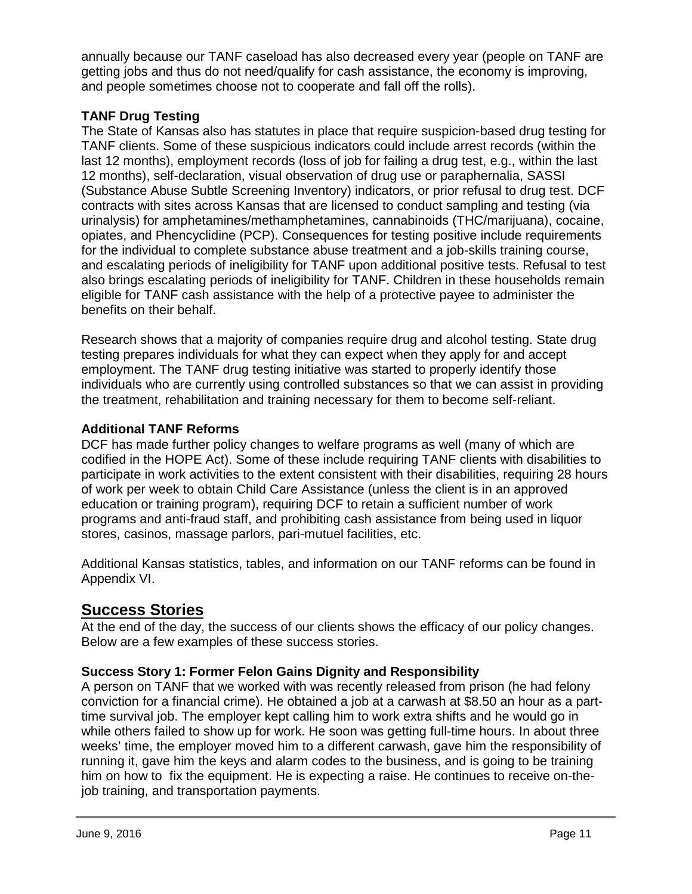annually because our TANF caseload has also decreased every year (people on TANF are getting jobs and thus do not need/qualify for cash assistance, the economy is improving, and people sometimes choose not to cooperate and fall off the rolls).

### TANF Drug Testing

The State of Kansas also has statutes in place that require suspicion-based drug testing for TANF clients. Some of these suspicious indicators could include arrest records (within the last 12 months), employment records (loss of job for failing a drug test, e.g., within the last 12 months), self-declaration, visual observation of drug use or paraphernalia, SASSI (Substance Abuse Subtle Screening Inventory) indicators, or prior refusal to drug test. DCF contracts with sites across Kansas that are licensed to conduct sampling and testing (via urinalysis) for amphetamines/methamphetamines, cannabinoids (THC/marijuana), cocaine, opiates, and Phencyclidine (PCP). Consequences for testing positive include requirements for the individual to complete substance abuse treatment and a job-skills training course, and escalating periods of ineligibility for TANF upon additional positive tests. Refusal to test also brings escalating periods of ineligibility for TANF. Children in these households remain eligible for TANF cash assistance with the help of a protective payee to administer the benefits on their behalf.

Research shows that a majority of companies require drug and alcohol testing. State drug testing prepares individuals for what they can expect when they apply for and accept employment. The TANF drug testing initiative was started to properly identify those individuals who are currently using controlled substances so that we can assist in providing the treatment, rehabilitation and training necessary for them to become self-reliant.

### Additional TANF Reforms

DCF has made further policy changes to welfare programs as well (many of which are codified in the HOPE Act). Some of these include requiring TANF clients with disabilities to participate in work activities to the extent consistent with their disabilities, requiring 28 hours of work per week to obtain Child Care Assistance (unless the client is in an approved education or training program), requiring DCF to retain a sufficient number of work programs and anti-fraud staff, and prohibiting cash assistance from being used in liquor stores, casinos, massage parlors, pari-mutuel facilities, etc.

Additional Kansas statistics, tables, and information on our TANF reforms can be found in Appendix VI.

## Success Stories

At the end of the day, the success of our clients shows the efficacy of our policy changes. Below are a few examples of these success stories.

### Success Story 1: Former Felon Gains Dignity and Responsibility

A person on TANF that we worked with was recently released from prison (he had felony conviction for a financial crime). He obtained a job at a carwash at $8.50 an hour as a part-time survival job. The employer kept calling him to work extra shifts and he would go in while others failed to show up for work. He soon was getting full-time hours. In about three weeks' time, the employer moved him to a different carwash, gave him the responsibility of running it, gave him the keys and alarm codes to the business, and is going to be training him on how to fix the equipment. He is expecting a raise. He continues to receive on-the-job training, and transportation payments.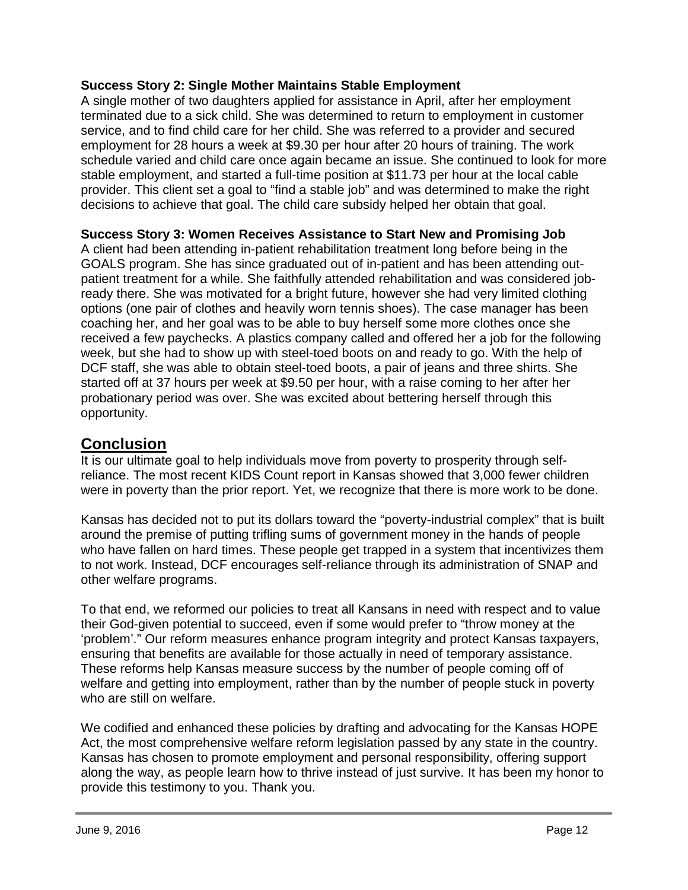**Success Story 2: Single Mother Maintains Stable Employment**

A single mother of two daughters applied for assistance in April, after her employment terminated due to a sick child. She was determined to return to employment in customer service, and to find child care for her child. She was referred to a provider and secured employment for 28 hours a week at $9.30 per hour after 20 hours of training. The work schedule varied and child care once again became an issue. She continued to look for more stable employment, and started a full-time position at $11.73 per hour at the local cable provider. This client set a goal to "find a stable job" and was determined to make the right decisions to achieve that goal. The child care subsidy helped her obtain that goal.

**Success Story 3: Women Receives Assistance to Start New and Promising Job**

A client had been attending in-patient rehabilitation treatment long before being in the GOALS program. She has since graduated out of in-patient and has been attending out-patient treatment for a while. She faithfully attended rehabilitation and was considered job-ready there. She was motivated for a bright future, however she had very limited clothing options (one pair of clothes and heavily worn tennis shoes). The case manager has been coaching her, and her goal was to be able to buy herself some more clothes once she received a few paychecks. A plastics company called and offered her a job for the following week, but she had to show up with steel-toed boots on and ready to go. With the help of DCF staff, she was able to obtain steel-toed boots, a pair of jeans and three shirts. She started off at 37 hours per week at $9.50 per hour, with a raise coming to her after her probationary period was over. She was excited about bettering herself through this opportunity.

## Conclusion

It is our ultimate goal to help individuals move from poverty to prosperity through self-reliance. The most recent KIDS Count report in Kansas showed that 3,000 fewer children were in poverty than the prior report. Yet, we recognize that there is more work to be done.

Kansas has decided not to put its dollars toward the "poverty-industrial complex" that is built around the premise of putting trifling sums of government money in the hands of people who have fallen on hard times. These people get trapped in a system that incentivizes them to not work. Instead, DCF encourages self-reliance through its administration of SNAP and other welfare programs.

To that end, we reformed our policies to treat all Kansans in need with respect and to value their God-given potential to succeed, even if some would prefer to "throw money at the 'problem'." Our reform measures enhance program integrity and protect Kansas taxpayers, ensuring that benefits are available for those actually in need of temporary assistance. These reforms help Kansas measure success by the number of people coming off of welfare and getting into employment, rather than by the number of people stuck in poverty who are still on welfare.

We codified and enhanced these policies by drafting and advocating for the Kansas HOPE Act, the most comprehensive welfare reform legislation passed by any state in the country. Kansas has chosen to promote employment and personal responsibility, offering support along the way, as people learn how to thrive instead of just survive. It has been my honor to provide this testimony to you. Thank you.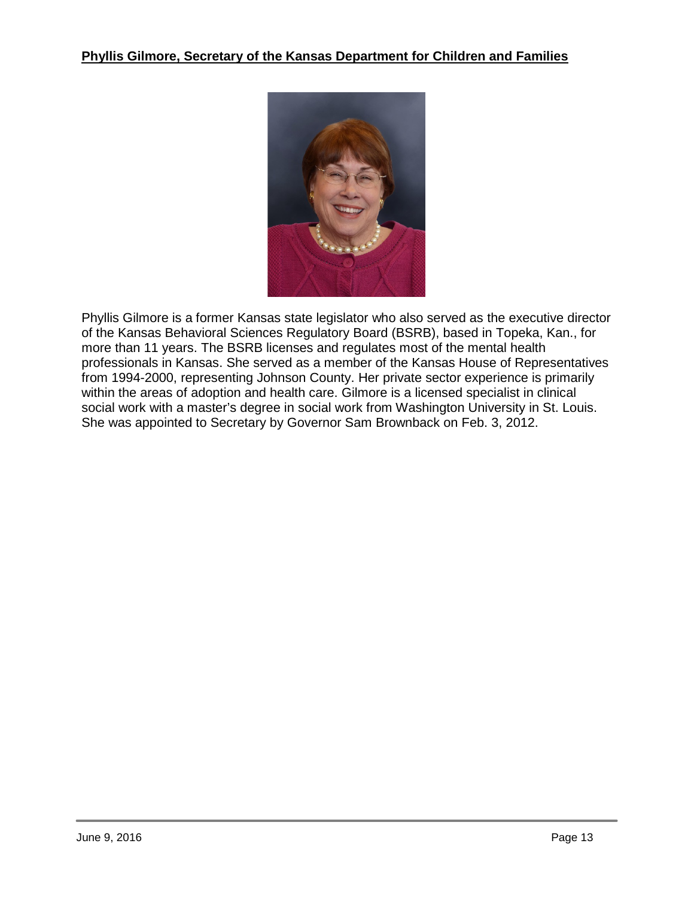**Phyllis Gilmore, Secretary of the Kansas Department for Children and Families**

Phyllis Gilmore is a former Kansas state legislator who also served as the executive director of the Kansas Behavioral Sciences Regulatory Board (BSRB), based in Topeka, Kan., for more than 11 years. The BSRB licenses and regulates most of the mental health professionals in Kansas. She served as a member of the Kansas House of Representatives from 1994-2000, representing Johnson County. Her private sector experience is primarily within the areas of adoption and health care. Gilmore is a licensed specialist in clinical social work with a master's degree in social work from Washington University in St. Louis. She was appointed to Secretary by Governor Sam Brownback on Feb. 3, 2012.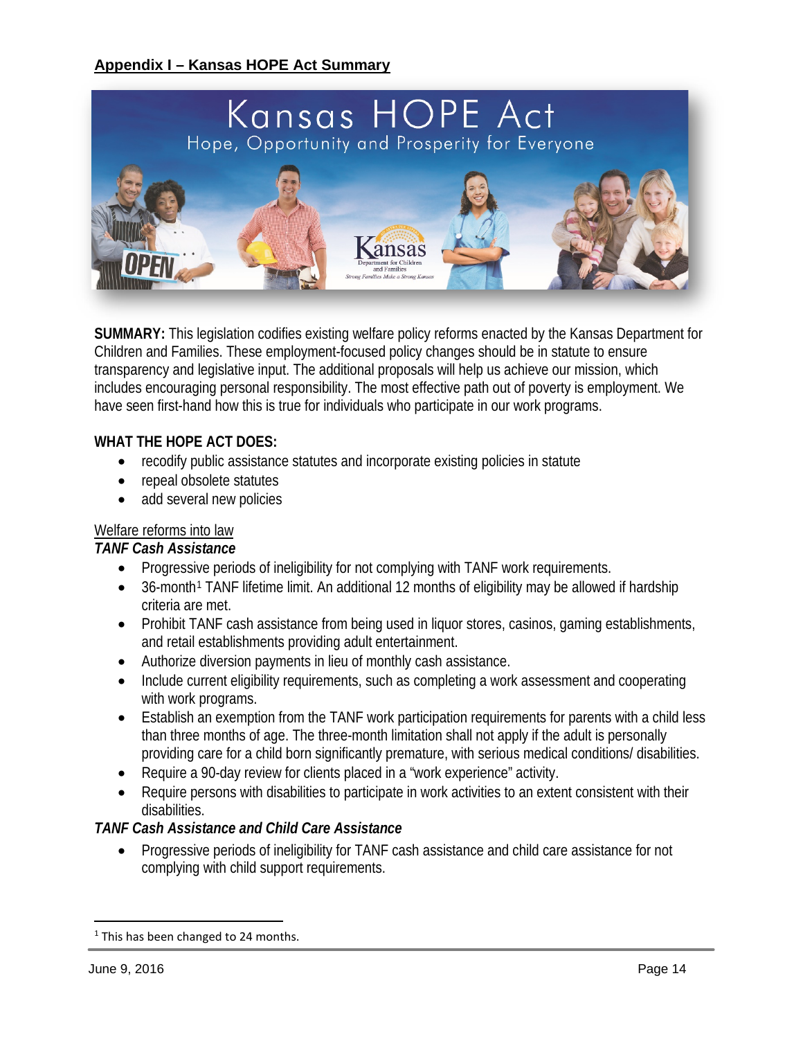## Appendix I – Kansas HOPE Act Summary

**SUMMARY:** This legislation codifies existing welfare policy reforms enacted by the Kansas Department for Children and Families. These employment-focused policy changes should be in statute to ensure transparency and legislative input. The additional proposals will help us achieve our mission, which includes encouraging personal responsibility. The most effective path out of poverty is employment. We have seen first-hand how this is true for individuals who participate in our work programs.

**WHAT THE HOPE ACT DOES:**

- recodify public assistance statutes and incorporate existing policies in statute
- repeal obsolete statutes
- add several new policies

Welfare reforms into law

***TANF Cash Assistance***

- Progressive periods of ineligibility for not complying with TANF work requirements.
- 36-month[1] TANF lifetime limit. An additional 12 months of eligibility may be allowed if hardship criteria are met.
- Prohibit TANF cash assistance from being used in liquor stores, casinos, gaming establishments, and retail establishments providing adult entertainment.
- Authorize diversion payments in lieu of monthly cash assistance.
- Include current eligibility requirements, such as completing a work assessment and cooperating with work programs.
- Establish an exemption from the TANF work participation requirements for parents with a child less than three months of age. The three-month limitation shall not apply if the adult is personally providing care for a child born significantly premature, with serious medical conditions/ disabilities.
- Require a 90-day review for clients placed in a "work experience" activity.
- Require persons with disabilities to participate in work activities to an extent consistent with their disabilities.

***TANF Cash Assistance and Child Care Assistance***

- Progressive periods of ineligibility for TANF cash assistance and child care assistance for not complying with child support requirements.

[1] This has been changed to 24 months.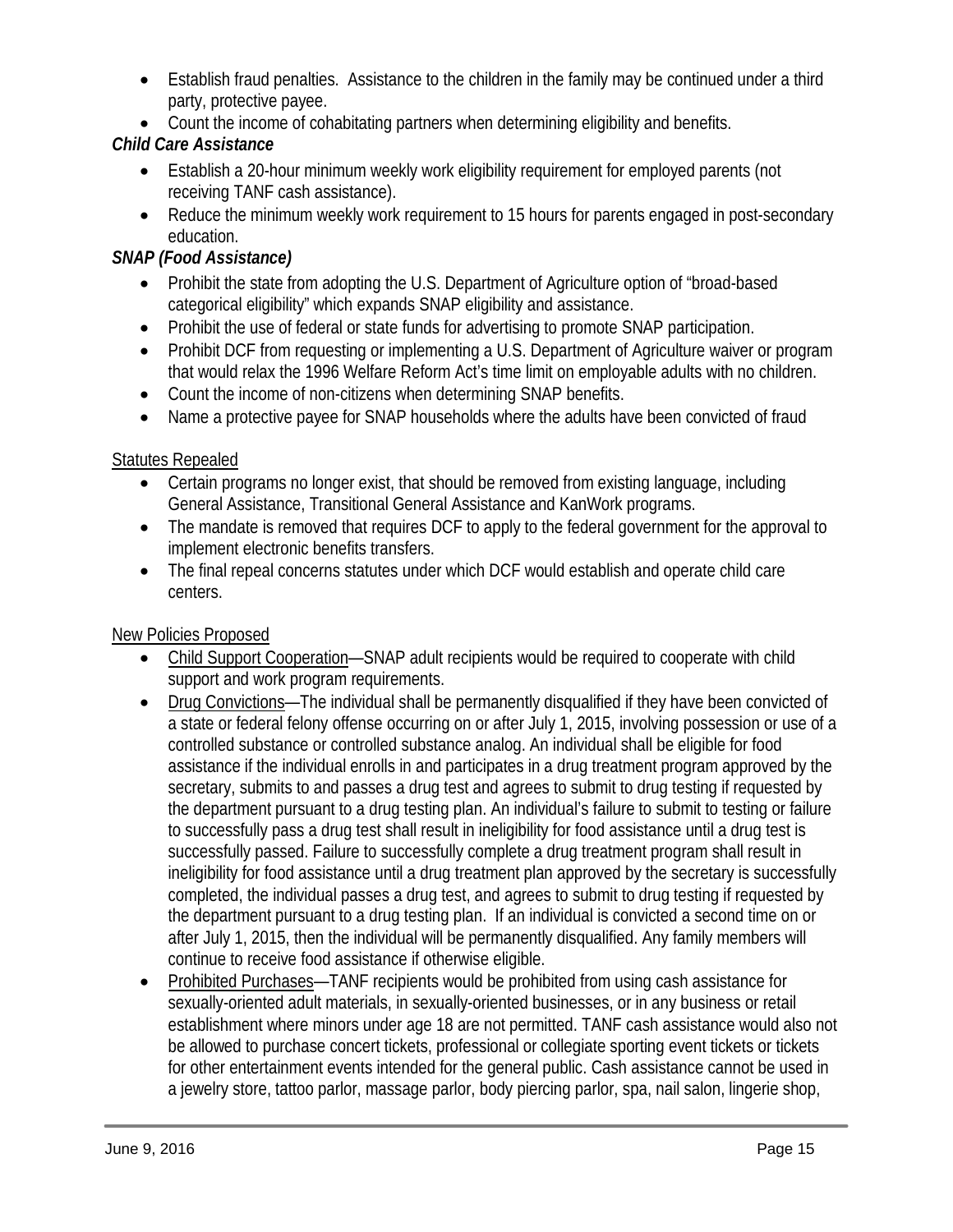- Establish fraud penalties. Assistance to the children in the family may be continued under a third party, protective payee.
- Count the income of cohabitating partners when determining eligibility and benefits.

***Child Care Assistance***

- Establish a 20-hour minimum weekly work eligibility requirement for employed parents (not receiving TANF cash assistance).
- Reduce the minimum weekly work requirement to 15 hours for parents engaged in post-secondary education.

***SNAP (Food Assistance)***

- Prohibit the state from adopting the U.S. Department of Agriculture option of "broad-based categorical eligibility" which expands SNAP eligibility and assistance.
- Prohibit the use of federal or state funds for advertising to promote SNAP participation.
- Prohibit DCF from requesting or implementing a U.S. Department of Agriculture waiver or program that would relax the 1996 Welfare Reform Act's time limit on employable adults with no children.
- Count the income of non-citizens when determining SNAP benefits.
- Name a protective payee for SNAP households where the adults have been convicted of fraud

<u>Statutes Repealed</u>

- Certain programs no longer exist, that should be removed from existing language, including General Assistance, Transitional General Assistance and KanWork programs.
- The mandate is removed that requires DCF to apply to the federal government for the approval to implement electronic benefits transfers.
- The final repeal concerns statutes under which DCF would establish and operate child care centers.

<u>New Policies Proposed</u>

- <u>Child Support Cooperation</u>—SNAP adult recipients would be required to cooperate with child support and work program requirements.
- <u>Drug Convictions</u>—The individual shall be permanently disqualified if they have been convicted of a state or federal felony offense occurring on or after July 1, 2015, involving possession or use of a controlled substance or controlled substance analog. An individual shall be eligible for food assistance if the individual enrolls in and participates in a drug treatment program approved by the secretary, submits to and passes a drug test and agrees to submit to drug testing if requested by the department pursuant to a drug testing plan. An individual's failure to submit to testing or failure to successfully pass a drug test shall result in ineligibility for food assistance until a drug test is successfully passed. Failure to successfully complete a drug treatment program shall result in ineligibility for food assistance until a drug treatment plan approved by the secretary is successfully completed, the individual passes a drug test, and agrees to submit to drug testing if requested by the department pursuant to a drug testing plan. If an individual is convicted a second time on or after July 1, 2015, then the individual will be permanently disqualified. Any family members will continue to receive food assistance if otherwise eligible.
- <u>Prohibited Purchases</u>—TANF recipients would be prohibited from using cash assistance for sexually-oriented adult materials, in sexually-oriented businesses, or in any business or retail establishment where minors under age 18 are not permitted. TANF cash assistance would also not be allowed to purchase concert tickets, professional or collegiate sporting event tickets or tickets for other entertainment events intended for the general public. Cash assistance cannot be used in a jewelry store, tattoo parlor, massage parlor, body piercing parlor, spa, nail salon, lingerie shop,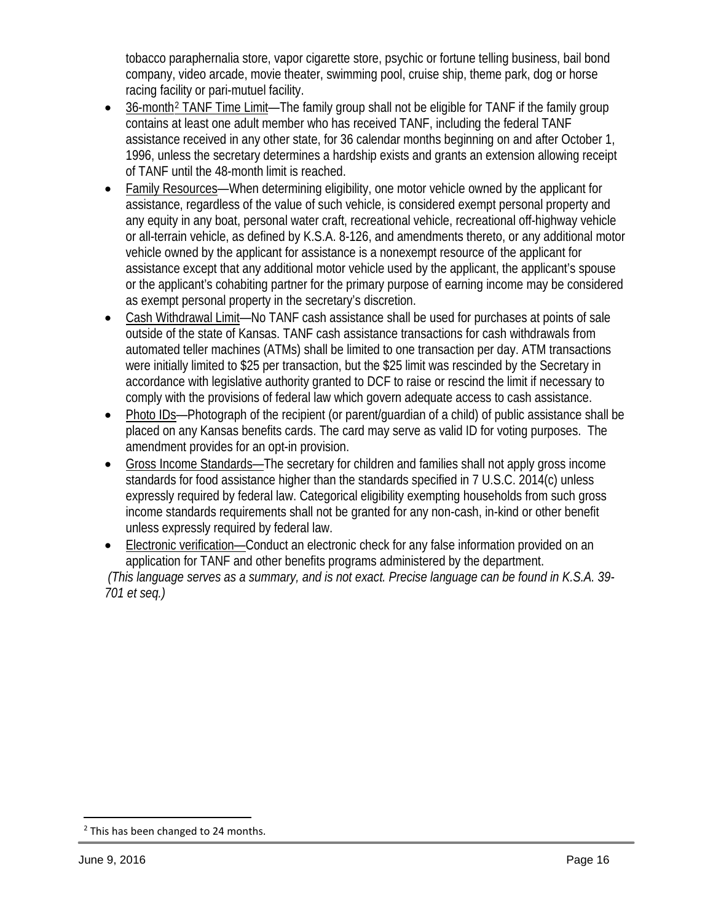tobacco paraphernalia store, vapor cigarette store, psychic or fortune telling business, bail bond company, video arcade, movie theater, swimming pool, cruise ship, theme park, dog or horse racing facility or pari-mutuel facility.

- 36-month[2] TANF Time Limit—The family group shall not be eligible for TANF if the family group contains at least one adult member who has received TANF, including the federal TANF assistance received in any other state, for 36 calendar months beginning on and after October 1, 1996, unless the secretary determines a hardship exists and grants an extension allowing receipt of TANF until the 48-month limit is reached.
- Family Resources—When determining eligibility, one motor vehicle owned by the applicant for assistance, regardless of the value of such vehicle, is considered exempt personal property and any equity in any boat, personal water craft, recreational vehicle, recreational off-highway vehicle or all-terrain vehicle, as defined by K.S.A. 8-126, and amendments thereto, or any additional motor vehicle owned by the applicant for assistance is a nonexempt resource of the applicant for assistance except that any additional motor vehicle used by the applicant, the applicant's spouse or the applicant's cohabiting partner for the primary purpose of earning income may be considered as exempt personal property in the secretary's discretion.
- Cash Withdrawal Limit—No TANF cash assistance shall be used for purchases at points of sale outside of the state of Kansas. TANF cash assistance transactions for cash withdrawals from automated teller machines (ATMs) shall be limited to one transaction per day. ATM transactions were initially limited to $25 per transaction, but the $25 limit was rescinded by the Secretary in accordance with legislative authority granted to DCF to raise or rescind the limit if necessary to comply with the provisions of federal law which govern adequate access to cash assistance.
- Photo IDs—Photograph of the recipient (or parent/guardian of a child) of public assistance shall be placed on any Kansas benefits cards. The card may serve as valid ID for voting purposes. The amendment provides for an opt-in provision.
- Gross Income Standards—The secretary for children and families shall not apply gross income standards for food assistance higher than the standards specified in 7 U.S.C. 2014(c) unless expressly required by federal law. Categorical eligibility exempting households from such gross income standards requirements shall not be granted for any non-cash, in-kind or other benefit unless expressly required by federal law.
- Electronic verification—Conduct an electronic check for any false information provided on an application for TANF and other benefits programs administered by the department.

*(This language serves as a summary, and is not exact. Precise language can be found in K.S.A. 39-701 et seq.)*

[2] This has been changed to 24 months.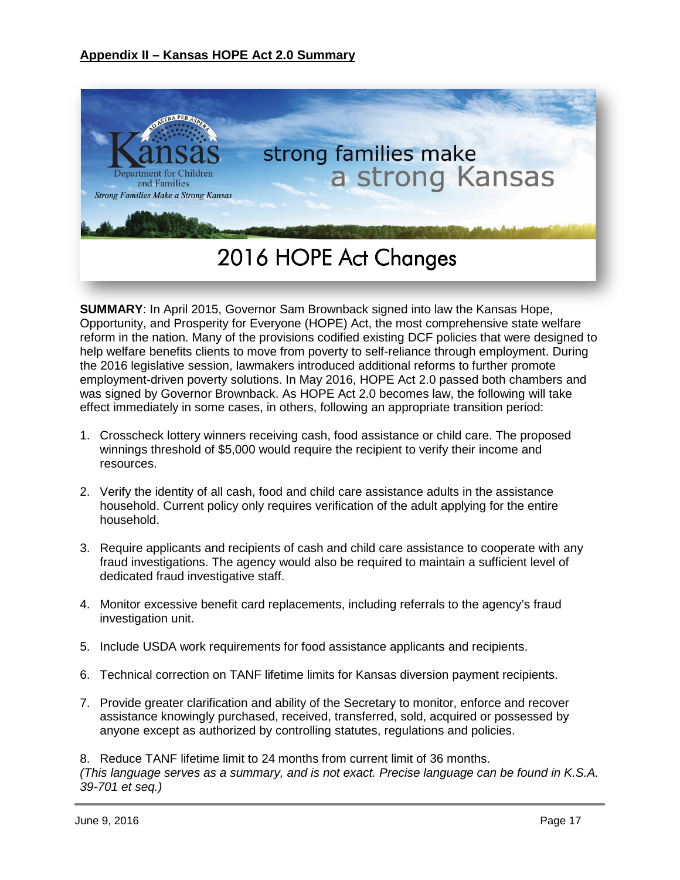**Appendix II – Kansas HOPE Act 2.0 Summary**

Kansas
Department for Children and Families
*Strong Families Make a Strong Kansas*

strong families make a strong Kansas

# 2016 HOPE Act Changes

**SUMMARY**: In April 2015, Governor Sam Brownback signed into law the Kansas Hope, Opportunity, and Prosperity for Everyone (HOPE) Act, the most comprehensive state welfare reform in the nation. Many of the provisions codified existing DCF policies that were designed to help welfare benefits clients to move from poverty to self-reliance through employment. During the 2016 legislative session, lawmakers introduced additional reforms to further promote employment-driven poverty solutions. In May 2016, HOPE Act 2.0 passed both chambers and was signed by Governor Brownback. As HOPE Act 2.0 becomes law, the following will take effect immediately in some cases, in others, following an appropriate transition period:

1. Crosscheck lottery winners receiving cash, food assistance or child care. The proposed winnings threshold of $5,000 would require the recipient to verify their income and resources.
2. Verify the identity of all cash, food and child care assistance adults in the assistance household. Current policy only requires verification of the adult applying for the entire household.
3. Require applicants and recipients of cash and child care assistance to cooperate with any fraud investigations. The agency would also be required to maintain a sufficient level of dedicated fraud investigative staff.
4. Monitor excessive benefit card replacements, including referrals to the agency's fraud investigation unit.
5. Include USDA work requirements for food assistance applicants and recipients.
6. Technical correction on TANF lifetime limits for Kansas diversion payment recipients.
7. Provide greater clarification and ability of the Secretary to monitor, enforce and recover assistance knowingly purchased, received, transferred, sold, acquired or possessed by anyone except as authorized by controlling statutes, regulations and policies.
8. Reduce TANF lifetime limit to 24 months from current limit of 36 months.

*(This language serves as a summary, and is not exact. Precise language can be found in K.S.A. 39-701 et seq.)*

June 9, 2016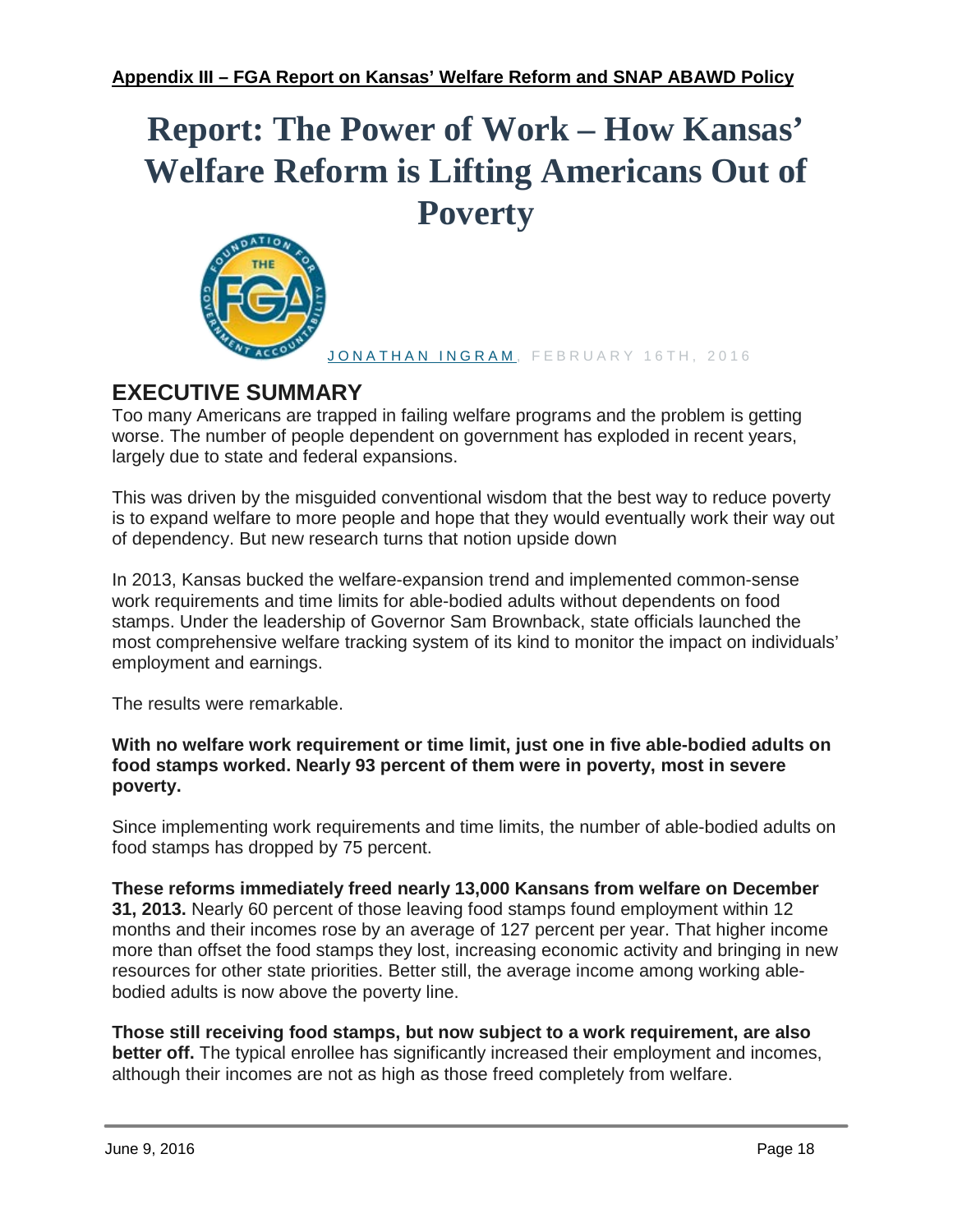**Appendix III – FGA Report on Kansas' Welfare Reform and SNAP ABAWD Policy**

# Report: The Power of Work – How Kansas' Welfare Reform is Lifting Americans Out of Poverty

JONATHAN INGRAM, FEBRUARY 16TH, 2016

## EXECUTIVE SUMMARY

Too many Americans are trapped in failing welfare programs and the problem is getting worse. The number of people dependent on government has exploded in recent years, largely due to state and federal expansions.

This was driven by the misguided conventional wisdom that the best way to reduce poverty is to expand welfare to more people and hope that they would eventually work their way out of dependency. But new research turns that notion upside down

In 2013, Kansas bucked the welfare-expansion trend and implemented common-sense work requirements and time limits for able-bodied adults without dependents on food stamps. Under the leadership of Governor Sam Brownback, state officials launched the most comprehensive welfare tracking system of its kind to monitor the impact on individuals' employment and earnings.

The results were remarkable.

**With no welfare work requirement or time limit, just one in five able-bodied adults on food stamps worked. Nearly 93 percent of them were in poverty, most in severe poverty.**

Since implementing work requirements and time limits, the number of able-bodied adults on food stamps has dropped by 75 percent.

**These reforms immediately freed nearly 13,000 Kansans from welfare on December 31, 2013.** Nearly 60 percent of those leaving food stamps found employment within 12 months and their incomes rose by an average of 127 percent per year. That higher income more than offset the food stamps they lost, increasing economic activity and bringing in new resources for other state priorities. Better still, the average income among working able-bodied adults is now above the poverty line.

**Those still receiving food stamps, but now subject to a work requirement, are also better off.** The typical enrollee has significantly increased their employment and incomes, although their incomes are not as high as those freed completely from welfare.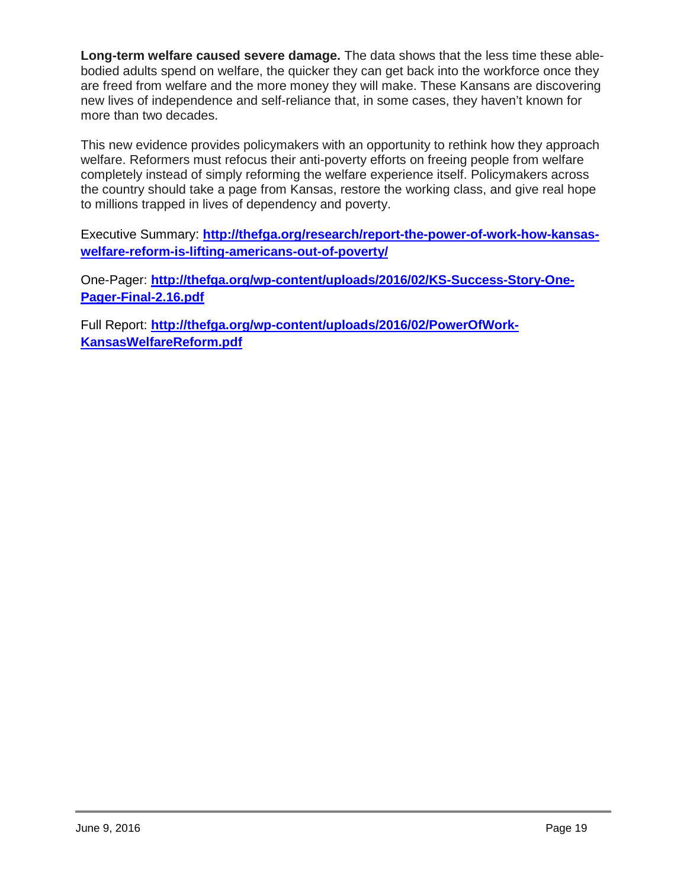**Long-term welfare caused severe damage.** The data shows that the less time these able-bodied adults spend on welfare, the quicker they can get back into the workforce once they are freed from welfare and the more money they will make. These Kansans are discovering new lives of independence and self-reliance that, in some cases, they haven't known for more than two decades.

This new evidence provides policymakers with an opportunity to rethink how they approach welfare. Reformers must refocus their anti-poverty efforts on freeing people from welfare completely instead of simply reforming the welfare experience itself. Policymakers across the country should take a page from Kansas, restore the working class, and give real hope to millions trapped in lives of dependency and poverty.

Executive Summary: **[http://thefga.org/research/report-the-power-of-work-how-kansas-welfare-reform-is-lifting-americans-out-of-poverty/](http://thefga.org/research/report-the-power-of-work-how-kansas-welfare-reform-is-lifting-americans-out-of-poverty/)**

One-Pager: **[http://thefga.org/wp-content/uploads/2016/02/KS-Success-Story-One-Pager-Final-2.16.pdf](http://thefga.org/wp-content/uploads/2016/02/KS-Success-Story-One-Pager-Final-2.16.pdf)**

Full Report: **[http://thefga.org/wp-content/uploads/2016/02/PowerOfWork-KansasWelfareReform.pdf](http://thefga.org/wp-content/uploads/2016/02/PowerOfWork-KansasWelfareReform.pdf)**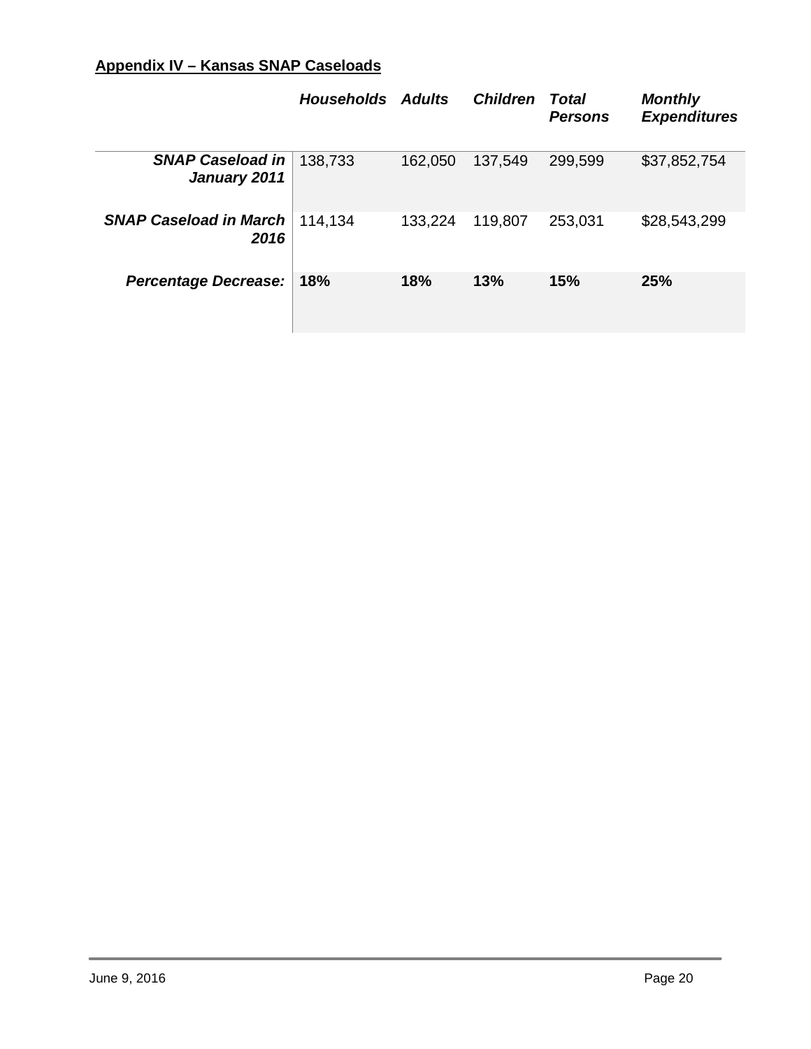**Appendix IV – Kansas SNAP Caseloads**

| | *Households* | *Adults* | *Children* | *Total Persons* | *Monthly Expenditures* |
|---|---|---|---|---|---|
| ***SNAP Caseload in January 2011*** | 138,733 | 162,050 | 137,549 | 299,599 | $37,852,754 |
| ***SNAP Caseload in March 2016*** | 114,134 | 133,224 | 119,807 | 253,031 | $28,543,299 |
| ***Percentage Decrease:*** | **18%** | **18%** | **13%** | **15%** | **25%** |

June 9, 2016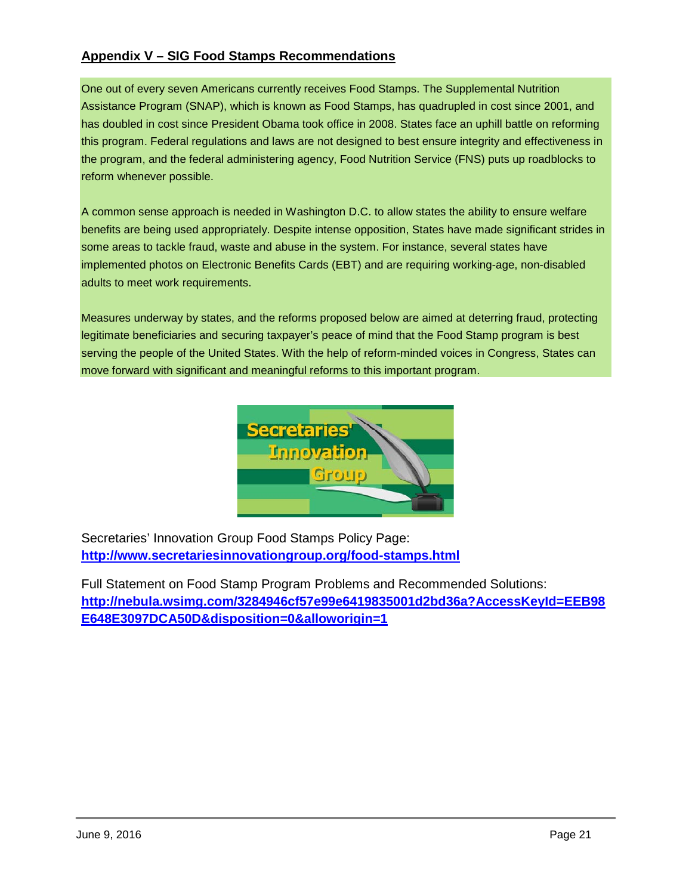## Appendix V – SIG Food Stamps Recommendations

One out of every seven Americans currently receives Food Stamps. The Supplemental Nutrition Assistance Program (SNAP), which is known as Food Stamps, has quadrupled in cost since 2001, and has doubled in cost since President Obama took office in 2008. States face an uphill battle on reforming this program. Federal regulations and laws are not designed to best ensure integrity and effectiveness in the program, and the federal administering agency, Food Nutrition Service (FNS) puts up roadblocks to reform whenever possible.

A common sense approach is needed in Washington D.C. to allow states the ability to ensure welfare benefits are being used appropriately. Despite intense opposition, States have made significant strides in some areas to tackle fraud, waste and abuse in the system. For instance, several states have implemented photos on Electronic Benefits Cards (EBT) and are requiring working-age, non-disabled adults to meet work requirements.

Measures underway by states, and the reforms proposed below are aimed at deterring fraud, protecting legitimate beneficiaries and securing taxpayer's peace of mind that the Food Stamp program is best serving the people of the United States. With the help of reform-minded voices in Congress, States can move forward with significant and meaningful reforms to this important program.

Secretaries' Innovation Group Food Stamps Policy Page:
**http://www.secretariesinnovationgroup.org/food-stamps.html**

Full Statement on Food Stamp Program Problems and Recommended Solutions:
**http://nebula.wsimg.com/3284946cf57e99e6419835001d2bd36a?AccessKeyId=EEB98E648E3097DCA50D&disposition=0&alloworigin=1**

June 9, 2016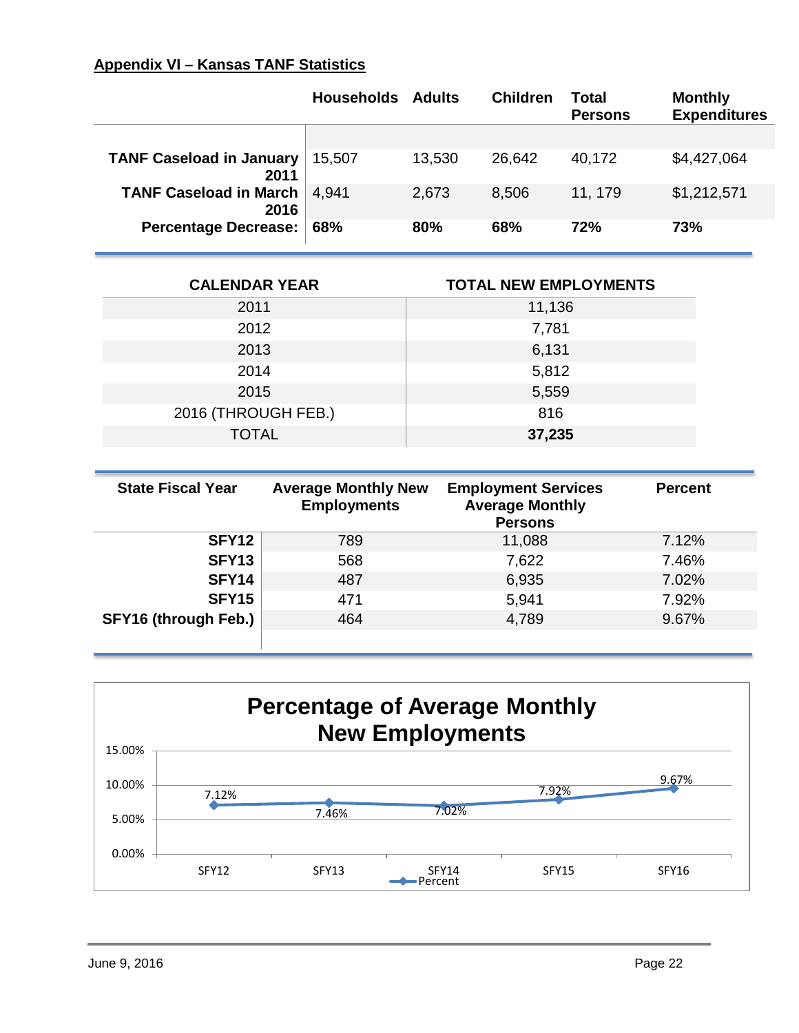## Appendix VI – Kansas TANF Statistics

| | Households | Adults | Children | Total Persons | Monthly Expenditures |
|---|---|---|---|---|---|
| **TANF Caseload in January 2011** | 15,507 | 13,530 | 26,642 | 40,172 | $4,427,064 |
| **TANF Caseload in March 2016** | 4,941 | 2,673 | 8,506 | 11, 179 | $1,212,571 |
| **Percentage Decrease:** | **68%** | **80%** | **68%** | **72%** | **73%** |

| CALENDAR YEAR | TOTAL NEW EMPLOYMENTS |
|---|---|
| 2011 | 11,136 |
| 2012 | 7,781 |
| 2013 | 6,131 |
| 2014 | 5,812 |
| 2015 | 5,559 |
| 2016 (THROUGH FEB.) | 816 |
| TOTAL | **37,235** |

| State Fiscal Year | Average Monthly New Employments | Employment Services Average Monthly Persons | Percent |
|---|---|---|---|
| **SFY12** | 789 | 11,088 | 7.12% |
| **SFY13** | 568 | 7,622 | 7.46% |
| **SFY14** | 487 | 6,935 | 7.02% |
| **SFY15** | 471 | 5,941 | 7.92% |
| **SFY16 (through Feb.)** | 464 | 4,789 | 9.67% |

**Percentage of Average Monthly New Employments**

| | SFY12 | SFY13 | SFY14 | SFY15 | SFY16 |
|---|---|---|---|---|---|
| Percent | 7.12% | 7.46% | 7.02% | 7.92% | 9.67% |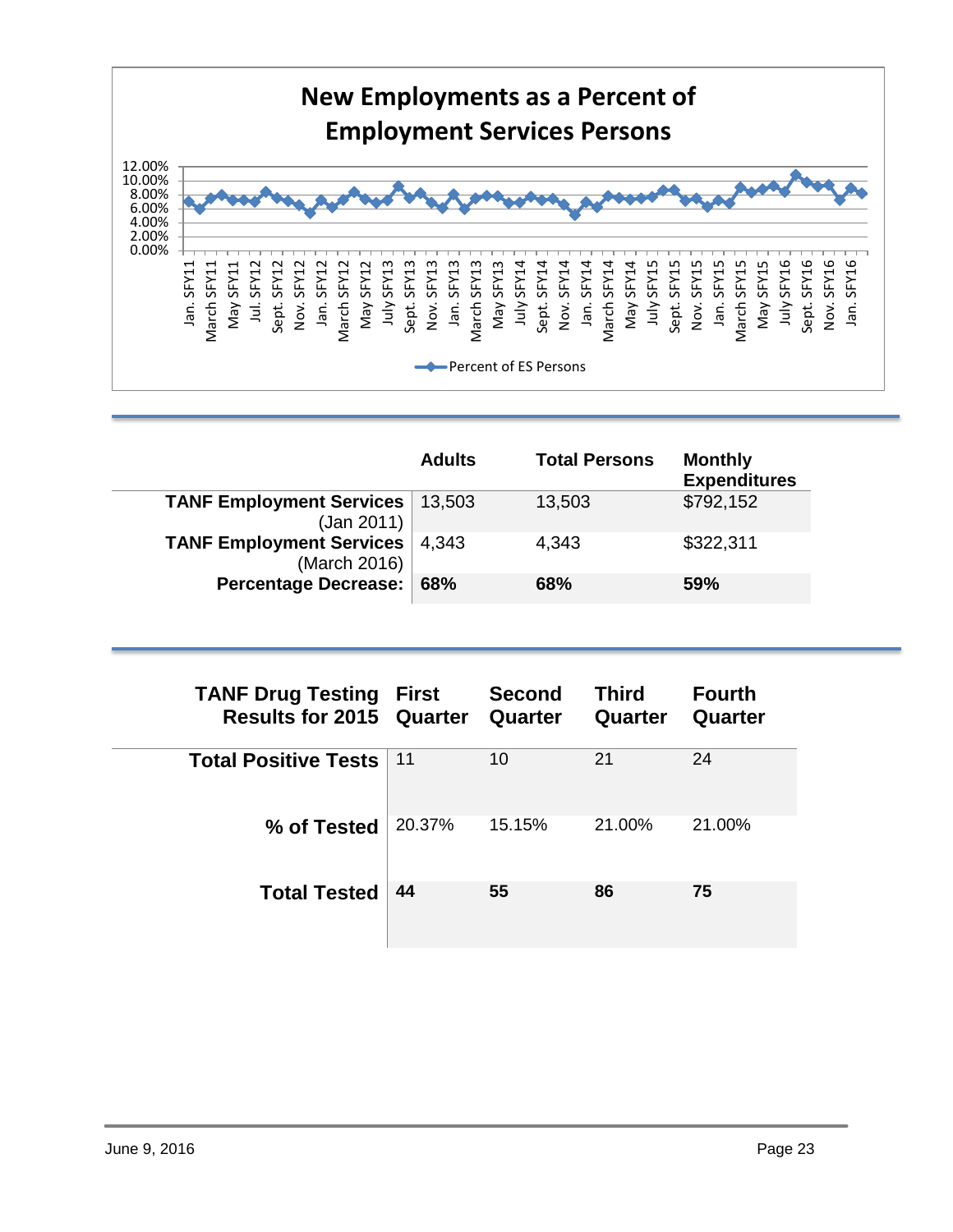**New Employments as a Percent of Employment Services Persons**

12.00%
10.00%
8.00%
6.00%
4.00%
2.00%
0.00%

Jan. SFY11, March SFY11, May SFY11, Jul. SFY12, Sept. SFY12, Nov. SFY12, Jan. SFY12, March SFY12, May SFY12, July SFY13, Sept. SFY13, Nov. SFY13, Jan. SFY13, March SFY13, May SFY13, July SFY14, Sept. SFY14, Nov. SFY14, Jan. SFY14, March SFY14, May SFY14, July SFY15, Sept. SFY15, Nov. SFY15, Jan. SFY15, March SFY15, May SFY15, July SFY16, Sept. SFY16, Nov. SFY16, Jan. SFY16

Percent of ES Persons

| | Adults | Total Persons | Monthly Expenditures |
|---|---|---|---|
| **TANF Employment Services** (Jan 2011) | 13,503 | 13,503 | $792,152 |
| **TANF Employment Services** (March 2016) | 4,343 | 4,343 | $322,311 |
| **Percentage Decrease:** | **68%** | **68%** | **59%** |

| TANF Drug Testing Results for 2015 | First Quarter | Second Quarter | Third Quarter | Fourth Quarter |
|---|---|---|---|---|
| **Total Positive Tests** | 11 | 10 | 21 | 24 |
| **% of Tested** | 20.37% | 15.15% | 21.00% | 21.00% |
| **Total Tested** | **44** | **55** | **86** | **75** |